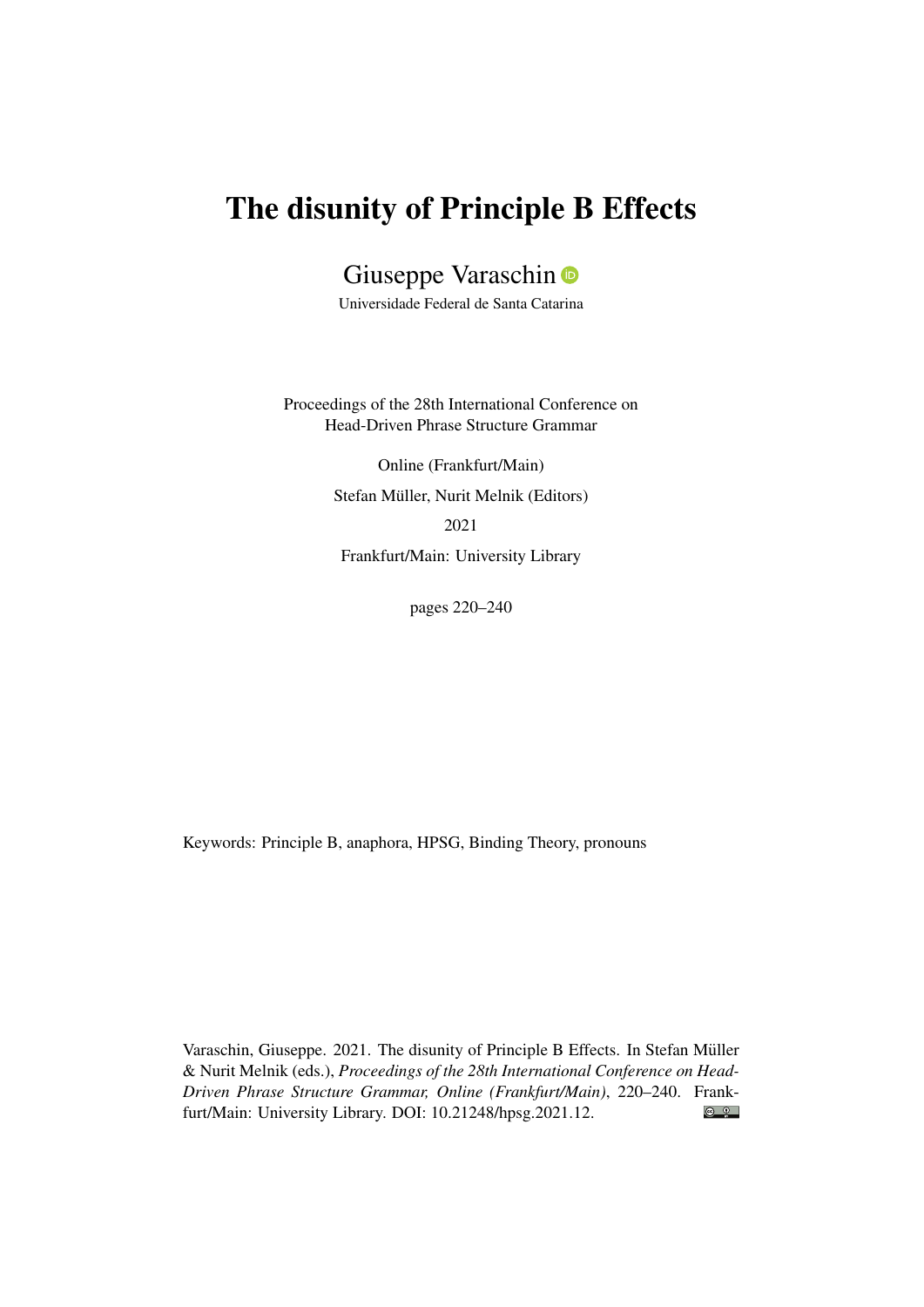# The disunity of Principle B Effects

Giuseppe Varaschin

Universidade Federal de Santa Catarina

Proceedings of the 28th International Conference on Head-Driven Phrase Structure Grammar

Online (Frankfurt/Main)

Stefan Müller, Nurit Melnik (Editors)

2021

Frankfurt/Main: University Library

pages 220–240

Keywords: Principle B, anaphora, HPSG, Binding Theory, pronouns

Varaschin, Giuseppe. 2021. The disunity of Principle B Effects. In Stefan Müller & Nurit Melnik (eds.), *Proceedings of the 28th International Conference on Head-Driven Phrase Structure Grammar, Online (Frankfurt/Main)*, 220–240. Frankfurt/Main: University Library. DOI: 10.21248/hpsg.2021.12.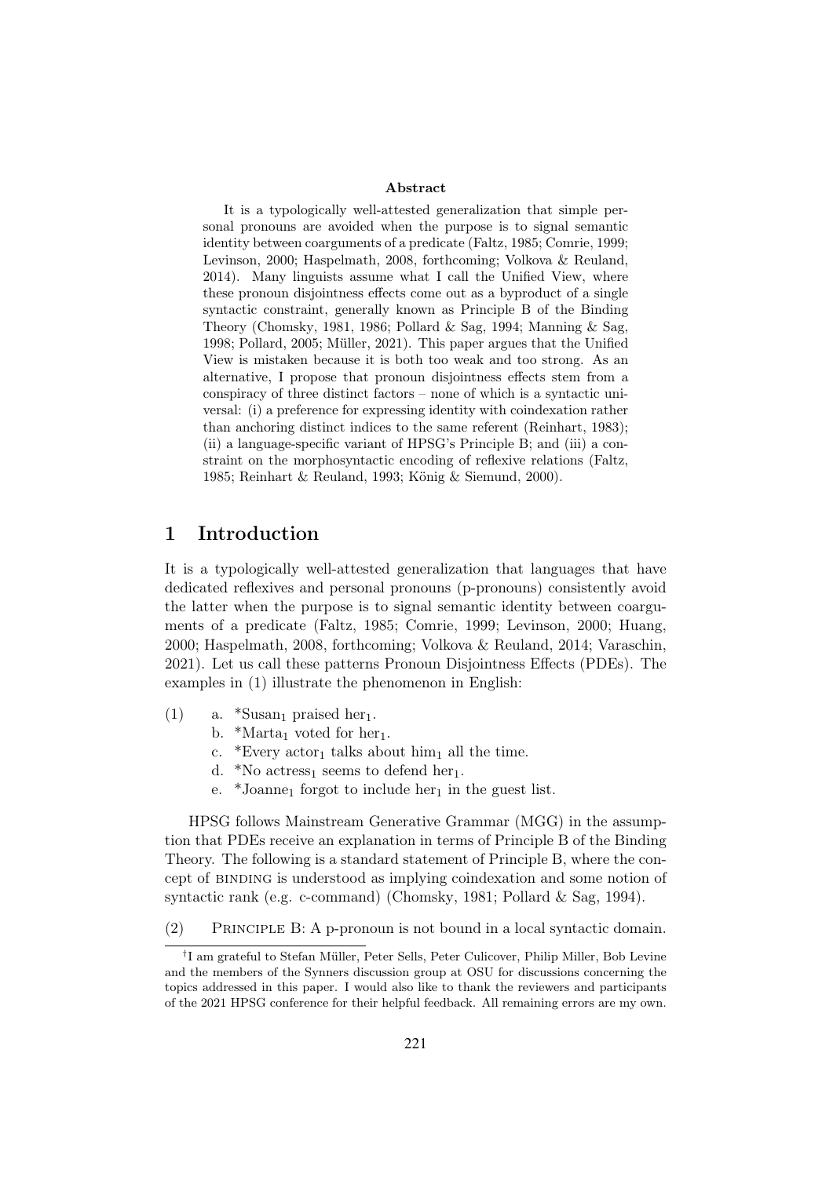**Abstract**

It is a typologically well-attested generalization that simple personal pronouns are avoided when the purpose is to signal semantic identity between coarguments of a predicate (Faltz, 1985; Comrie, 1999; Levinson, 2000; Haspelmath, 2008, forthcoming; Volkova & Reuland, 2014). Many linguists assume what I call the Unified View, where these pronoun disjointness effects come out as a byproduct of a single syntactic constraint, generally known as Principle B of the Binding Theory (Chomsky, 1981, 1986; Pollard & Sag, 1994; Manning & Sag, 1998; Pollard, 2005; Müller, 2021). This paper argues that the Unified View is mistaken because it is both too weak and too strong. As an alternative, I propose that pronoun disjointness effects stem from a conspiracy of three distinct factors – none of which is a syntactic universal: (i) a preference for expressing identity with coindexation rather than anchoring distinct indices to the same referent (Reinhart, 1983); (ii) a language-specific variant of HPSG's Principle B; and (iii) a constraint on the morphosyntactic encoding of reflexive relations (Faltz, 1985; Reinhart & Reuland, 1993; König & Siemund, 2000).

# 1 Introduction

It is a typologically well-attested generalization that languages that have dedicated reflexives and personal pronouns (p-pronouns) consistently avoid the latter when the purpose is to signal semantic identity between coarguments of a predicate (Faltz, 1985; Comrie, 1999; Levinson, 2000; Huang, 2000; Haspelmath, 2008, forthcoming; Volkova & Reuland, 2014; Varaschin, 2021). Let us call these patterns Pronoun Disjointness Effects (PDEs). The examples in (1) illustrate the phenomenon in English:

(1) a. *Susan$_1$ praised her$_1$.
  b. *Marta$_1$ voted for her$_1$.
  c. *Every actor$_1$ talks about him$_1$ all the time.
  d. *No actress$_1$ seems to defend her$_1$.
  e. *Joanne$_1$ forgot to include her$_1$ in the guest list.

HPSG follows Mainstream Generative Grammar (MGG) in the assumption that PDEs receive an explanation in terms of Principle B of the Binding Theory. The following is a standard statement of Principle B, where the concept of BINDING is understood as implying coindexation and some notion of syntactic rank (e.g. c-command) (Chomsky, 1981; Pollard & Sag, 1994).

(2) PRINCIPLE B: A p-pronoun is not bound in a local syntactic domain.

[†] I am grateful to Stefan Müller, Peter Sells, Peter Culicover, Philip Miller, Bob Levine and the members of the Synners discussion group at OSU for discussions concerning the topics addressed in this paper. I would also like to thank the reviewers and participants of the 2021 HPSG conference for their helpful feedback. All remaining errors are my own.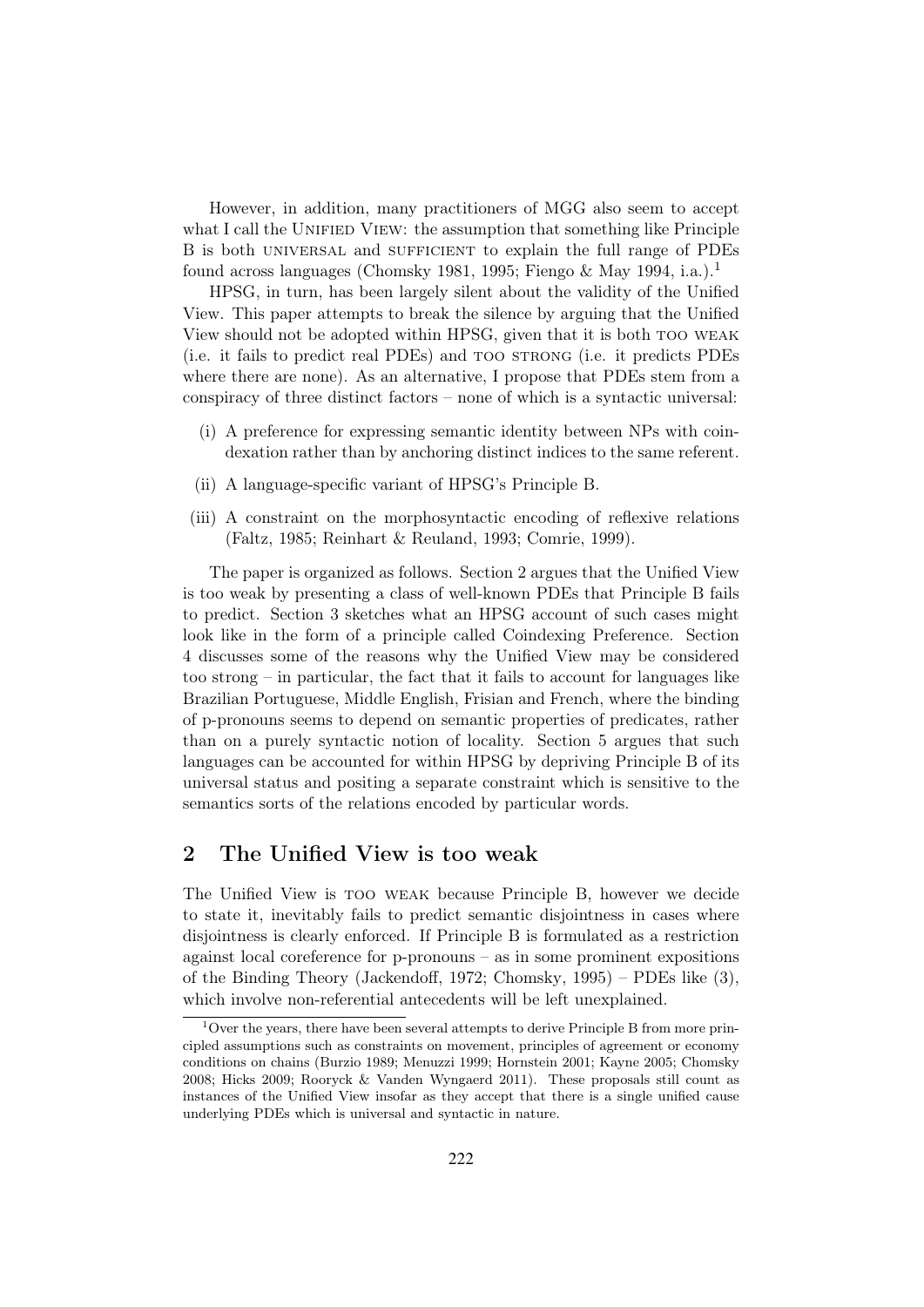However, in addition, many practitioners of MGG also seem to accept what I call the UNIFIED VIEW: the assumption that something like Principle B is both UNIVERSAL and SUFFICIENT to explain the full range of PDEs found across languages (Chomsky 1981, 1995; Fiengo & May 1994, i.a.).[1]

HPSG, in turn, has been largely silent about the validity of the Unified View. This paper attempts to break the silence by arguing that the Unified View should not be adopted within HPSG, given that it is both TOO WEAK (i.e. it fails to predict real PDEs) and TOO STRONG (i.e. it predicts PDEs where there are none). As an alternative, I propose that PDEs stem from a conspiracy of three distinct factors – none of which is a syntactic universal:

(i) A preference for expressing semantic identity between NPs with coindexation rather than by anchoring distinct indices to the same referent.

(ii) A language-specific variant of HPSG's Principle B.

(iii) A constraint on the morphosyntactic encoding of reflexive relations (Faltz, 1985; Reinhart & Reuland, 1993; Comrie, 1999).

The paper is organized as follows. Section 2 argues that the Unified View is too weak by presenting a class of well-known PDEs that Principle B fails to predict. Section 3 sketches what an HPSG account of such cases might look like in the form of a principle called Coindexing Preference. Section 4 discusses some of the reasons why the Unified View may be considered too strong – in particular, the fact that it fails to account for languages like Brazilian Portuguese, Middle English, Frisian and French, where the binding of p-pronouns seems to depend on semantic properties of predicates, rather than on a purely syntactic notion of locality. Section 5 argues that such languages can be accounted for within HPSG by depriving Principle B of its universal status and positing a separate constraint which is sensitive to the semantics sorts of the relations encoded by particular words.

## 2 The Unified View is too weak

The Unified View is TOO WEAK because Principle B, however we decide to state it, inevitably fails to predict semantic disjointness in cases where disjointness is clearly enforced. If Principle B is formulated as a restriction against local coreference for p-pronouns – as in some prominent expositions of the Binding Theory (Jackendoff, 1972; Chomsky, 1995) – PDEs like (3), which involve non-referential antecedents will be left unexplained.

[1] Over the years, there have been several attempts to derive Principle B from more principled assumptions such as constraints on movement, principles of agreement or economy conditions on chains (Burzio 1989; Menuzzi 1999; Hornstein 2001; Kayne 2005; Chomsky 2008; Hicks 2009; Rooryck & Vanden Wyngaerd 2011). These proposals still count as instances of the Unified View insofar as they accept that there is a single unified cause underlying PDEs which is universal and syntactic in nature.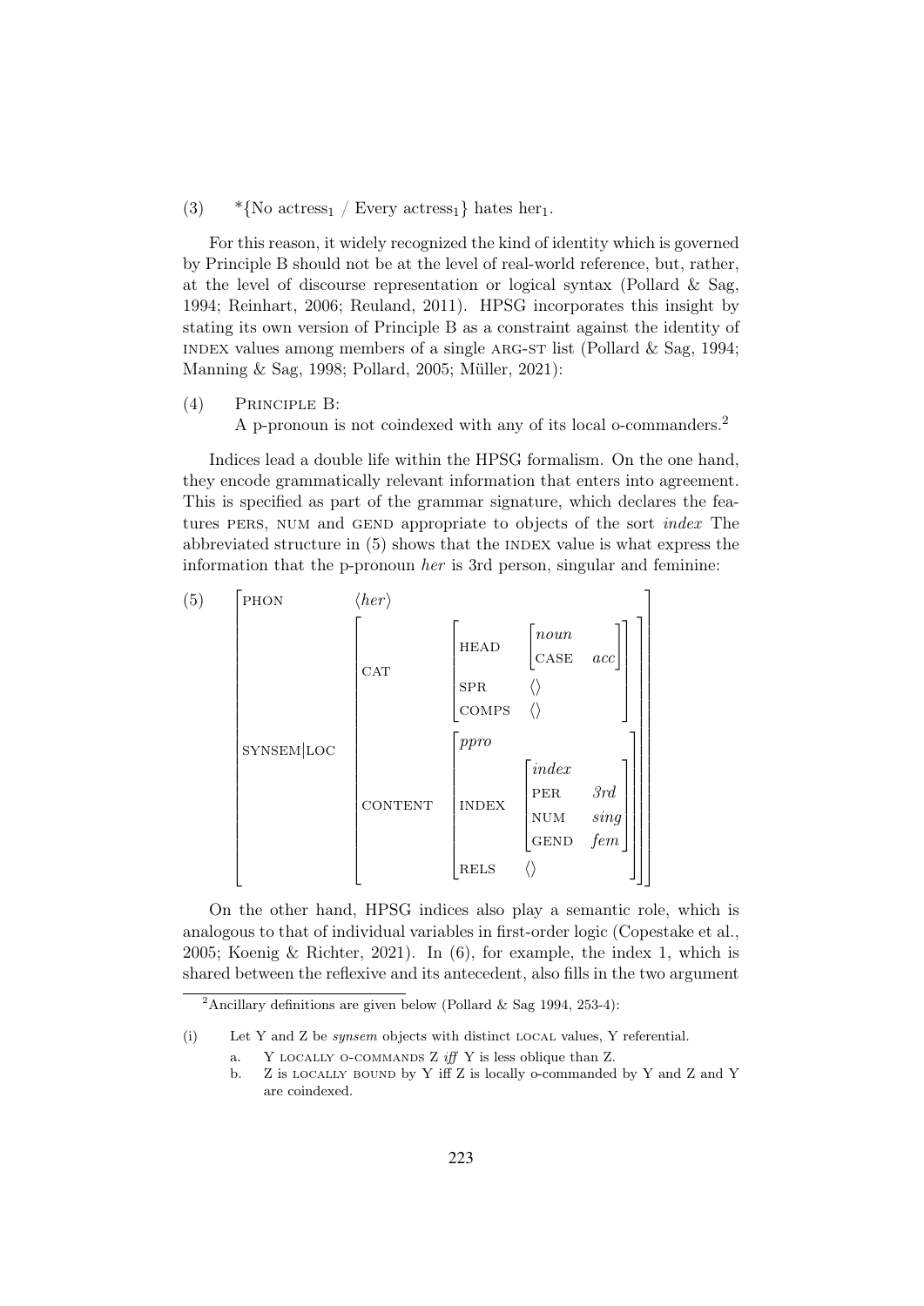(3) *{No actress$_1$ / Every actress$_1$} hates her$_1$.

For this reason, it widely recognized the kind of identity which is governed by Principle B should not be at the level of real-world reference, but, rather, at the level of discourse representation or logical syntax (Pollard & Sag, 1994; Reinhart, 2006; Reuland, 2011). HPSG incorporates this insight by stating its own version of Principle B as a constraint against the identity of INDEX values among members of a single ARG-ST list (Pollard & Sag, 1994; Manning & Sag, 1998; Pollard, 2005; Müller, 2021):

(4) PRINCIPLE B:
A p-pronoun is not coindexed with any of its local o-commanders.[2]

Indices lead a double life within the HPSG formalism. On the one hand, they encode grammatically relevant information that enters into agreement. This is specified as part of the grammar signature, which declares the features PERS, NUM and GEND appropriate to objects of the sort *index* The abbreviated structure in (5) shows that the INDEX value is what express the information that the p-pronoun *her* is 3rd person, singular and feminine:

(5)
$$
\begin{bmatrix}
\text{PHON} & \langle \textit{her} \rangle \\
\text{SYNSEM}|\text{LOC} & \begin{bmatrix}
\text{CAT} & \begin{bmatrix}
\text{HEAD} & \begin{bmatrix} \textit{noun} & \\ \text{CASE} & \textit{acc} \end{bmatrix} \\
\text{SPR} & \langle\rangle \\
\text{COMPS} & \langle\rangle
\end{bmatrix} \\
\text{CONTENT} & \begin{bmatrix}
\textit{ppro} & \\
\text{INDEX} & \begin{bmatrix} \textit{index} & \\ \text{PER} & \textit{3rd} \\ \text{NUM} & \textit{sing} \\ \text{GEND} & \textit{fem} \end{bmatrix} \\
\text{RELS} & \langle\rangle
\end{bmatrix}
\end{bmatrix}
\end{bmatrix}
$$

On the other hand, HPSG indices also play a semantic role, which is analogous to that of individual variables in first-order logic (Copestake et al., 2005; Koenig & Richter, 2021). In (6), for example, the index 1, which is shared between the reflexive and its antecedent, also fills in the two argument

[2] Ancillary definitions are given below (Pollard & Sag 1994, 253-4):

(i) Let Y and Z be *synsem* objects with distinct LOCAL values, Y referential.

a. Y LOCALLY O-COMMANDS Z *iff* Y is less oblique than Z.

b. Z is LOCALLY BOUND by Y iff Z is locally o-commanded by Y and Z and Y are coindexed.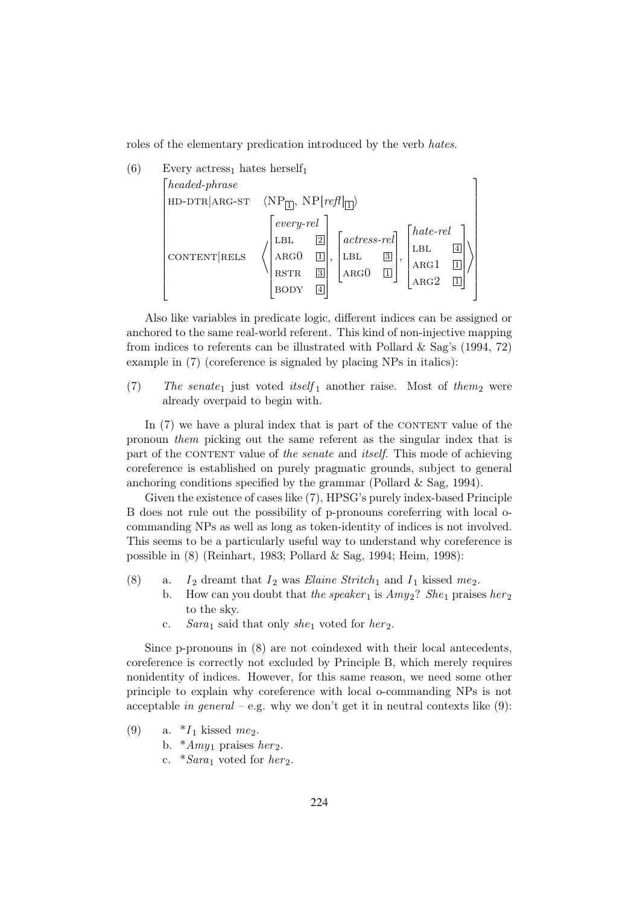roles of the elementary predication introduced by the verb *hates*.

(6) Every actress$_1$ hates herself$_1$

$$\begin{bmatrix} \textit{headed-phrase} & \\ \text{HD-DTR}|\text{ARG-ST} & \langle \text{NP}_{\boxed{1}},\ \text{NP}[\textit{refl}]_{\boxed{1}} \rangle \\ \text{CONTENT}|\text{RELS} & \left\langle \begin{bmatrix} \textit{every-rel} & \\ \text{LBL} & \boxed{2} \\ \text{ARG0} & \boxed{1} \\ \text{RSTR} & \boxed{3} \\ \text{BODY} & \boxed{4} \end{bmatrix}, \begin{bmatrix} \textit{actress-rel} & \\ \text{LBL} & \boxed{3} \\ \text{ARG0} & \boxed{1} \end{bmatrix}, \begin{bmatrix} \textit{hate-rel} & \\ \text{LBL} & \boxed{4} \\ \text{ARG1} & \boxed{1} \\ \text{ARG2} & \boxed{1} \end{bmatrix} \right\rangle \end{bmatrix}$$

Also like variables in predicate logic, different indices can be assigned or anchored to the same real-world referent. This kind of non-injective mapping from indices to referents can be illustrated with Pollard & Sag's (1994, 72) example in (7) (coreference is signaled by placing NPs in italics):

(7) *The senate*$_1$ just voted *itself*$_1$ another raise. Most of *them*$_2$ were already overpaid to begin with.

In (7) we have a plural index that is part of the CONTENT value of the pronoun *them* picking out the same referent as the singular index that is part of the CONTENT value of *the senate* and *itself*. This mode of achieving coreference is established on purely pragmatic grounds, subject to general anchoring conditions specified by the grammar (Pollard & Sag, 1994).

Given the existence of cases like (7), HPSG's purely index-based Principle B does not rule out the possibility of p-pronouns coreferring with local o-commanding NPs as well as long as token-identity of indices is not involved. This seems to be a particularly useful way to understand why coreference is possible in (8) (Reinhart, 1983; Pollard & Sag, 1994; Heim, 1998):

(8) a. *I*$_2$ dreamt that *I*$_2$ was *Elaine Stritch*$_1$ and *I*$_1$ kissed *me*$_2$.
 b. How can you doubt that *the speaker*$_1$ is *Amy*$_2$? *She*$_1$ praises *her*$_2$ to the sky.
 c. *Sara*$_1$ said that only *she*$_1$ voted for *her*$_2$.

Since p-pronouns in (8) are not coindexed with their local antecedents, coreference is correctly not excluded by Principle B, which merely requires nonidentity of indices. However, for this same reason, we need some other principle to explain why coreference with local o-commanding NPs is not acceptable *in general* – e.g. why we don't get it in neutral contexts like (9):

(9) a. \**I*$_1$ kissed *me*$_2$.
 b. \**Amy*$_1$ praises *her*$_2$.
 c. \**Sara*$_1$ voted for *her*$_2$.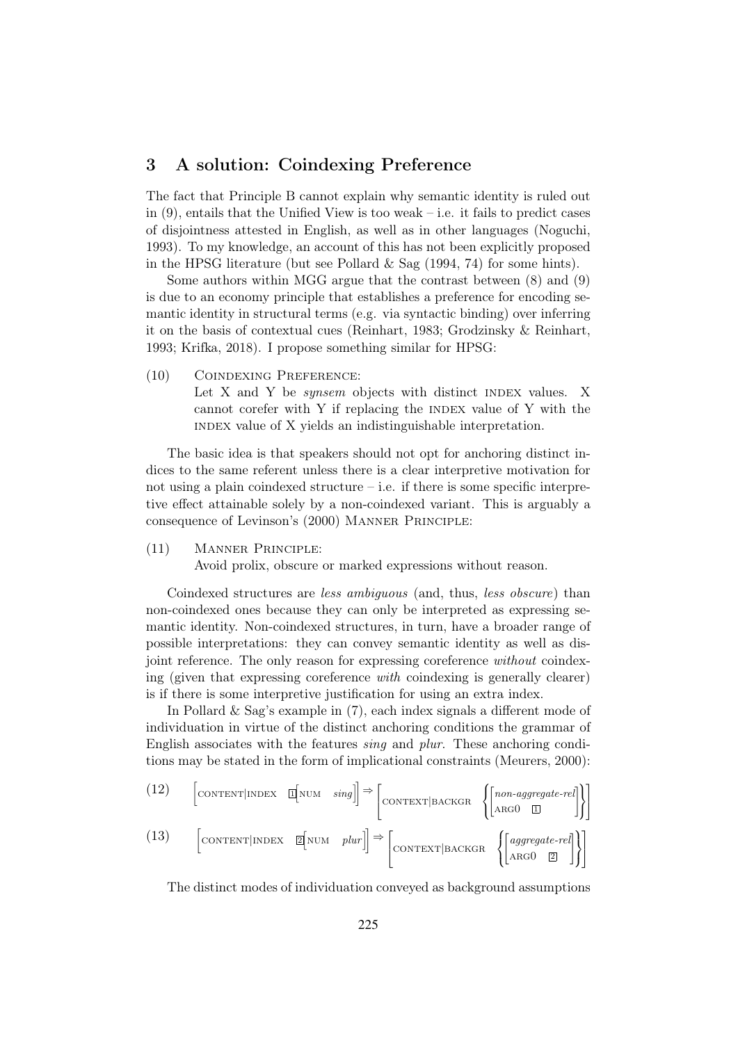## 3 A solution: Coindexing Preference

The fact that Principle B cannot explain why semantic identity is ruled out in (9), entails that the Unified View is too weak – i.e. it fails to predict cases of disjointness attested in English, as well as in other languages (Noguchi, 1993). To my knowledge, an account of this has not been explicitly proposed in the HPSG literature (but see Pollard & Sag (1994, 74) for some hints).

Some authors within MGG argue that the contrast between (8) and (9) is due to an economy principle that establishes a preference for encoding semantic identity in structural terms (e.g. via syntactic binding) over inferring it on the basis of contextual cues (Reinhart, 1983; Grodzinsky & Reinhart, 1993; Krifka, 2018). I propose something similar for HPSG:

(10) Coindexing Preference:
Let X and Y be *synsem* objects with distinct index values. X cannot corefer with Y if replacing the index value of Y with the index value of X yields an indistinguishable interpretation.

The basic idea is that speakers should not opt for anchoring distinct indices to the same referent unless there is a clear interpretive motivation for not using a plain coindexed structure – i.e. if there is some specific interpretive effect attainable solely by a non-coindexed variant. This is arguably a consequence of Levinson's (2000) Manner Principle:

(11) Manner Principle:
Avoid prolix, obscure or marked expressions without reason.

Coindexed structures are *less ambiguous* (and, thus, *less obscure*) than non-coindexed ones because they can only be interpreted as expressing semantic identity. Non-coindexed structures, in turn, have a broader range of possible interpretations: they can convey semantic identity as well as disjoint reference. The only reason for expressing coreference *without* coindexing (given that expressing coreference *with* coindexing is generally clearer) is if there is some interpretive justification for using an extra index.

In Pollard & Sag's example in (7), each index signals a different mode of individuation in virtue of the distinct anchoring conditions the grammar of English associates with the features *sing* and *plur*. These anchoring conditions may be stated in the form of implicational constraints (Meurers, 2000):

(12) $$\left[\text{CONTENT}|\text{INDEX}\ \ \boxed{1}\left[\text{NUM}\ \ \textit{sing}\right]\right] \Rightarrow \left[\text{CONTEXT}|\text{BACKGR}\ \ \left\{\begin{bmatrix}\textit{non-aggregate-rel}\\ \text{ARG0}\ \ \boxed{1}\end{bmatrix}\right\}\right]$$

(13) $$\left[\text{CONTENT}|\text{INDEX}\ \ \boxed{2}\left[\text{NUM}\ \ \textit{plur}\right]\right] \Rightarrow \left[\text{CONTEXT}|\text{BACKGR}\ \ \left\{\begin{bmatrix}\textit{aggregate-rel}\\ \text{ARG0}\ \ \boxed{2}\end{bmatrix}\right\}\right]$$

The distinct modes of individuation conveyed as background assumptions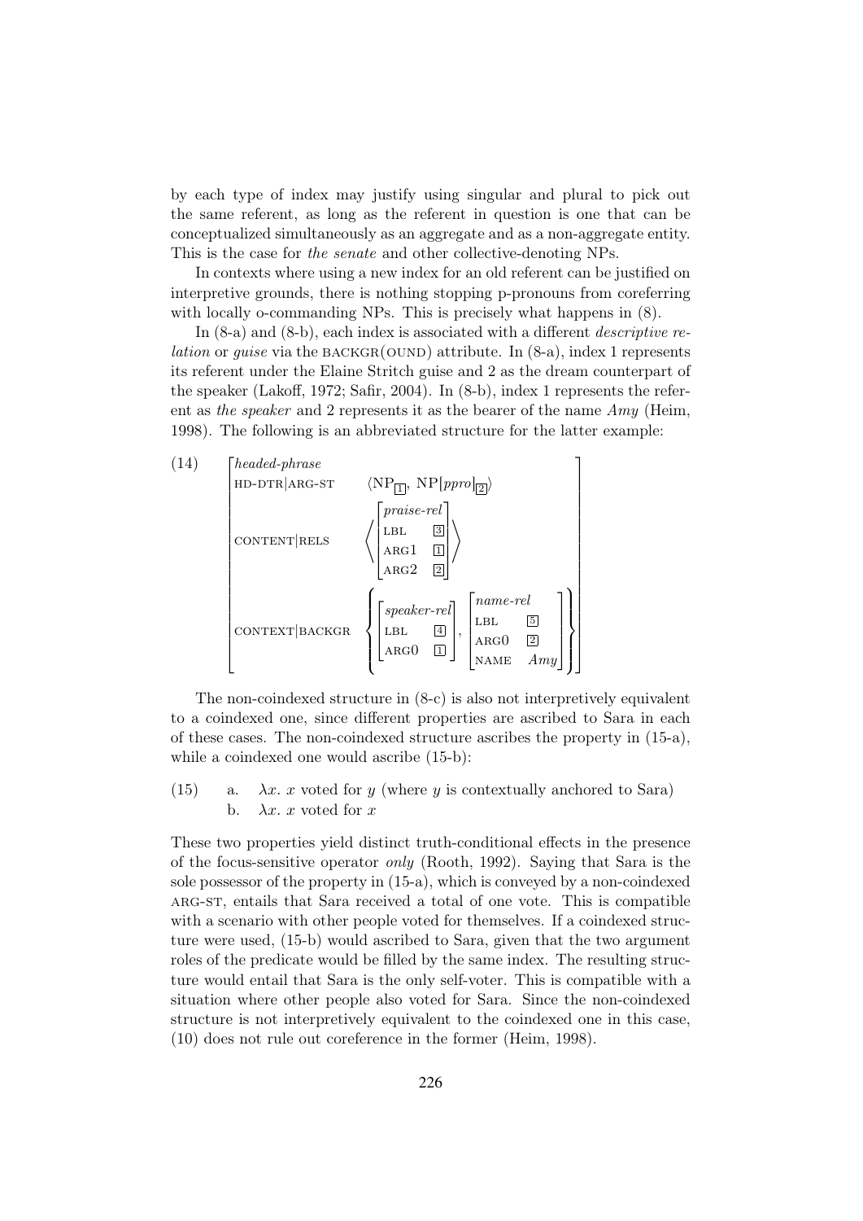by each type of index may justify using singular and plural to pick out the same referent, as long as the referent in question is one that can be conceptualized simultaneously as an aggregate and as a non-aggregate entity. This is the case for *the senate* and other collective-denoting NPs.

In contexts where using a new index for an old referent can be justified on interpretive grounds, there is nothing stopping p-pronouns from coreferring with locally o-commanding NPs. This is precisely what happens in (8).

In (8-a) and (8-b), each index is associated with a different *descriptive relation* or *guise* via the BACKGR(OUND) attribute. In (8-a), index 1 represents its referent under the Elaine Stritch guise and 2 as the dream counterpart of the speaker (Lakoff, 1972; Safir, 2004). In (8-b), index 1 represents the referent as *the speaker* and 2 represents it as the bearer of the name *Amy* (Heim, 1998). The following is an abbreviated structure for the latter example:

(14)
$$\begin{bmatrix} \textit{headed-phrase} & \\ \text{HD-DTR}|\text{ARG-ST} & \langle \text{NP}_{\boxed{1}},\ \text{NP}[\textit{ppro}]_{\boxed{2}} \rangle \\ \text{CONTENT}|\text{RELS} & \left\langle \begin{bmatrix} \textit{praise-rel} & \\ \text{LBL} & \boxed{3} \\ \text{ARG1} & \boxed{1} \\ \text{ARG2} & \boxed{2} \end{bmatrix} \right\rangle \\ \text{CONTEXT}|\text{BACKGR} & \left\{ \begin{bmatrix} \textit{speaker-rel} & \\ \text{LBL} & \boxed{4} \\ \text{ARG0} & \boxed{1} \end{bmatrix}, \begin{bmatrix} \textit{name-rel} & \\ \text{LBL} & \boxed{5} \\ \text{ARG0} & \boxed{2} \\ \text{NAME} & \textit{Amy} \end{bmatrix} \right\} \end{bmatrix}$$

The non-coindexed structure in (8-c) is also not interpretively equivalent to a coindexed one, since different properties are ascribed to Sara in each of these cases. The non-coindexed structure ascribes the property in (15-a), while a coindexed one would ascribe (15-b):

(15) a. $\lambda x.\ x$ voted for $y$ (where $y$ is contextually anchored to Sara)
b. $\lambda x.\ x$ voted for $x$

These two properties yield distinct truth-conditional effects in the presence of the focus-sensitive operator *only* (Rooth, 1992). Saying that Sara is the sole possessor of the property in (15-a), which is conveyed by a non-coindexed ARG-ST, entails that Sara received a total of one vote. This is compatible with a scenario with other people voted for themselves. If a coindexed structure were used, (15-b) would ascribed to Sara, given that the two argument roles of the predicate would be filled by the same index. The resulting structure would entail that Sara is the only self-voter. This is compatible with a situation where other people also voted for Sara. Since the non-coindexed structure is not interpretively equivalent to the coindexed one in this case, (10) does not rule out coreference in the former (Heim, 1998).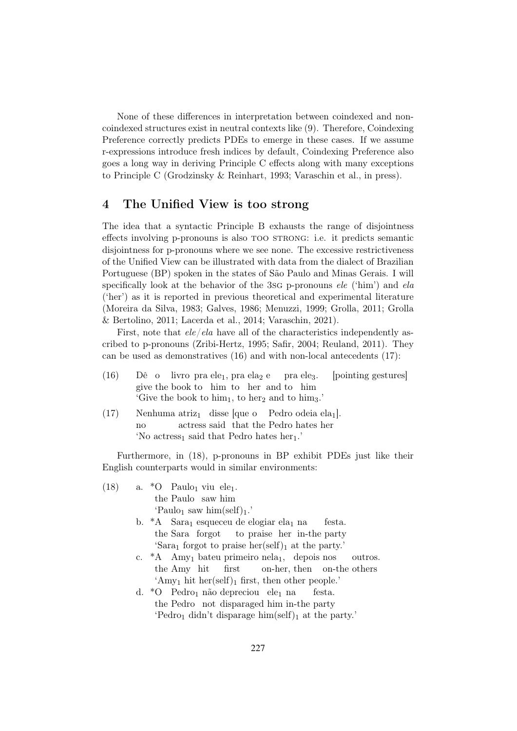None of these differences in interpretation between coindexed and non-coindexed structures exist in neutral contexts like (9). Therefore, Coindexing Preference correctly predicts PDEs to emerge in these cases. If we assume r-expressions introduce fresh indices by default, Coindexing Preference also goes a long way in deriving Principle C effects along with many exceptions to Principle C (Grodzinsky & Reinhart, 1993; Varaschin et al., in press).

## 4 The Unified View is too strong

The idea that a syntactic Principle B exhausts the range of disjointness effects involving p-pronouns is also TOO STRONG: i.e. it predicts semantic disjointness for p-pronouns where we see none. The excessive restrictiveness of the Unified View can be illustrated with data from the dialect of Brazilian Portuguese (BP) spoken in the states of São Paulo and Minas Gerais. I will specifically look at the behavior of the 3SG p-pronouns *ele* ('him') and *ela* ('her') as it is reported in previous theoretical and experimental literature (Moreira da Silva, 1983; Galves, 1986; Menuzzi, 1999; Grolla, 2011; Grolla & Bertolino, 2011; Lacerda et al., 2014; Varaschin, 2021).

First, note that *ele*/*ela* have all of the characteristics independently ascribed to p-pronouns (Zribi-Hertz, 1995; Safir, 2004; Reuland, 2011). They can be used as demonstratives (16) and with non-local antecedents (17):

(16) Dê o livro pra ele$_1$, pra ela$_2$ e pra ele$_3$. [pointing gestures]
give the book to him to her and to him
'Give the book to him$_1$, to her$_2$ and to him$_3$.'

(17) Nenhuma atriz$_1$ disse [que o Pedro odeia ela$_1$].
no actress said that the Pedro hates her
'No actress$_1$ said that Pedro hates her$_1$.'

Furthermore, in (18), p-pronouns in BP exhibit PDEs just like their English counterparts would in similar environments:

(18) a. *O Paulo$_1$ viu ele$_1$.
the Paulo saw him
'Paulo$_1$ saw him(self)$_1$.'

b. *A Sara$_1$ esqueceu de elogiar ela$_1$ na festa.
the Sara forgot to praise her in-the party
'Sara$_1$ forgot to praise her(self)$_1$ at the party.'

c. *A Amy$_1$ bateu primeiro nela$_1$, depois nos outros.
the Amy hit first on-her, then on-the others
'Amy$_1$ hit her(self)$_1$ first, then other people.'

d. *O Pedro$_1$ não depreciou ele$_1$ na festa.
the Pedro not disparaged him in-the party
'Pedro$_1$ didn't disparage him(self)$_1$ at the party.'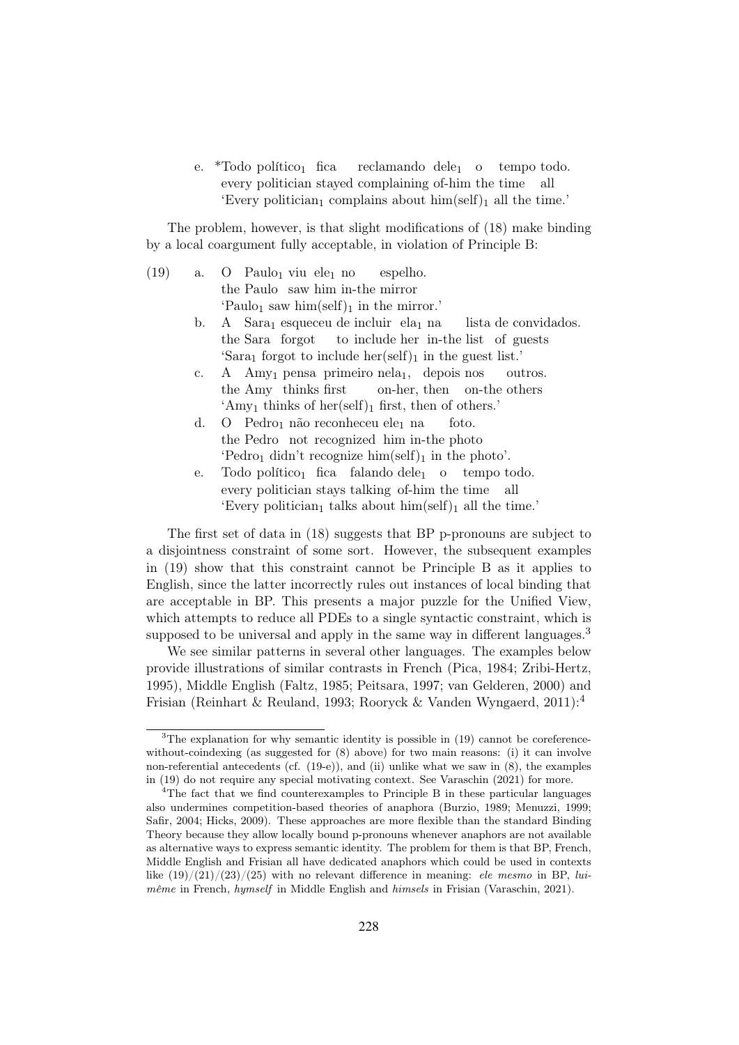e. *Todo político$_1$ fica reclamando dele$_1$ o tempo todo.
   every politician stayed complaining of-him the time all
   'Every politician$_1$ complains about him(self)$_1$ all the time.'

The problem, however, is that slight modifications of (18) make binding by a local coargument fully acceptable, in violation of Principle B:

(19) a. O Paulo$_1$ viu ele$_1$ no espelho.
   the Paulo saw him in-the mirror
   'Paulo$_1$ saw him(self)$_1$ in the mirror.'

b. A Sara$_1$ esqueceu de incluir ela$_1$ na lista de convidados.
   the Sara forgot to include her in-the list of guests
   'Sara$_1$ forgot to include her(self)$_1$ in the guest list.'

c. A Amy$_1$ pensa primeiro nela$_1$, depois nos outros.
   the Amy thinks first on-her, then on-the others
   'Amy$_1$ thinks of her(self)$_1$ first, then of others.'

d. O Pedro$_1$ não reconheceu ele$_1$ na foto.
   the Pedro not recognized him in-the photo
   'Pedro$_1$ didn't recognize him(self)$_1$ in the photo'.

e. Todo político$_1$ fica falando dele$_1$ o tempo todo.
   every politician stays talking of-him the time all
   'Every politician$_1$ talks about him(self)$_1$ all the time.'

The first set of data in (18) suggests that BP p-pronouns are subject to a disjointness constraint of some sort. However, the subsequent examples in (19) show that this constraint cannot be Principle B as it applies to English, since the latter incorrectly rules out instances of local binding that are acceptable in BP. This presents a major puzzle for the Unified View, which attempts to reduce all PDEs to a single syntactic constraint, which is supposed to be universal and apply in the same way in different languages.[3]

We see similar patterns in several other languages. The examples below provide illustrations of similar contrasts in French (Pica, 1984; Zribi-Hertz, 1995), Middle English (Faltz, 1985; Peitsara, 1997; van Gelderen, 2000) and Frisian (Reinhart & Reuland, 1993; Rooryck & Vanden Wyngaerd, 2011):[4]

---

[3] The explanation for why semantic identity is possible in (19) cannot be coreference-without-coindexing (as suggested for (8) above) for two main reasons: (i) it can involve non-referential antecedents (cf. (19-e)), and (ii) unlike what we saw in (8), the examples in (19) do not require any special motivating context. See Varaschin (2021) for more.

[4] The fact that we find counterexamples to Principle B in these particular languages also undermines competition-based theories of anaphora (Burzio, 1989; Menuzzi, 1999; Safir, 2004; Hicks, 2009). These approaches are more flexible than the standard Binding Theory because they allow locally bound p-pronouns whenever anaphors are not available as alternative ways to express semantic identity. The problem for them is that BP, French, Middle English and Frisian all have dedicated anaphors which could be used in contexts like (19)/(21)/(23)/(25) with no relevant difference in meaning: *ele mesmo* in BP, *lui-même* in French, *hymself* in Middle English and *himsels* in Frisian (Varaschin, 2021).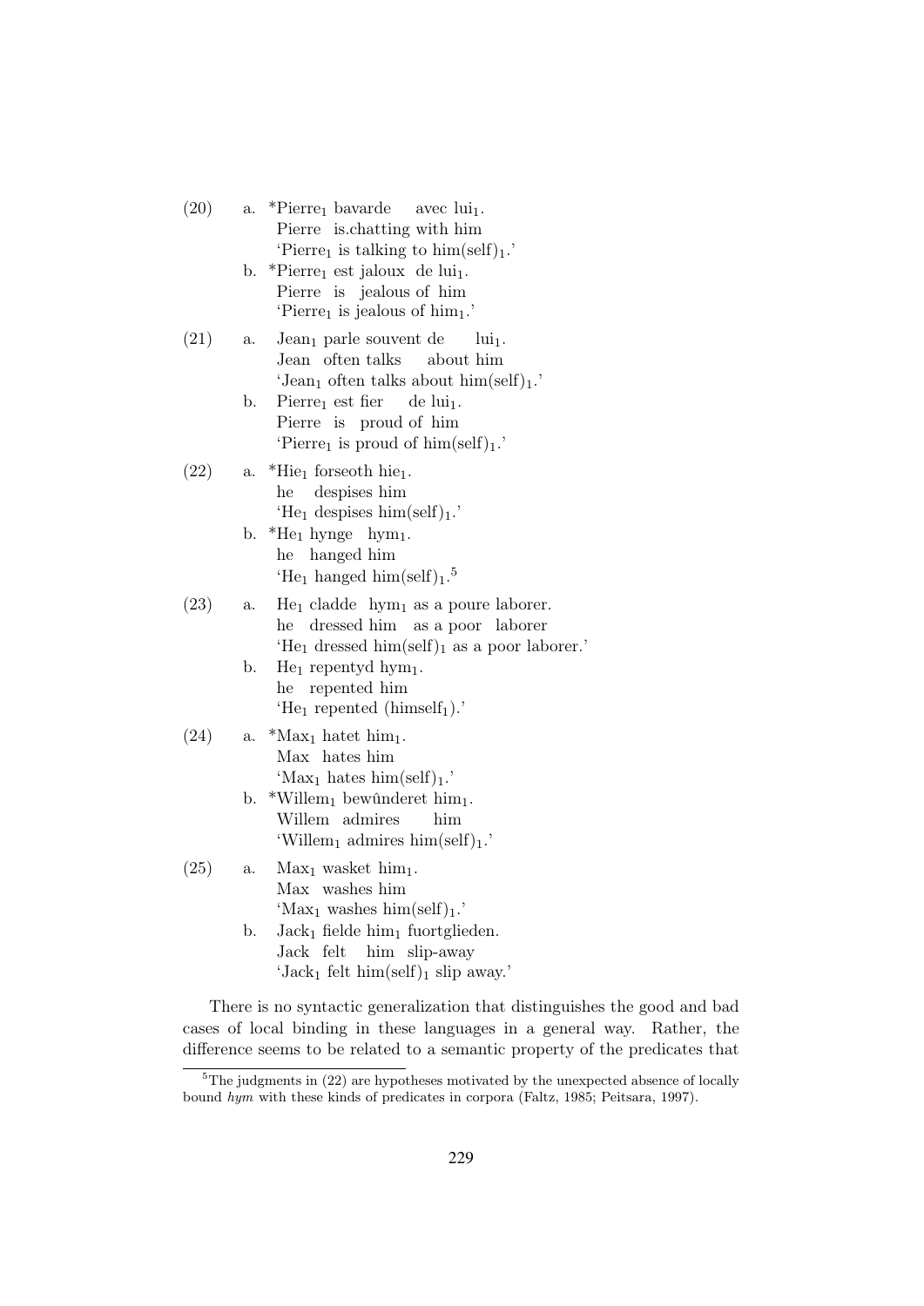(20) a. *Pierre$_1$ bavarde avec lui$_1$.
   Pierre is.chatting with him
   'Pierre$_1$ is talking to him(self)$_1$.'

  b. *Pierre$_1$ est jaloux de lui$_1$.
   Pierre is jealous of him
   'Pierre$_1$ is jealous of him$_1$.'

(21) a. Jean$_1$ parle souvent de lui$_1$.
   Jean often talks about him
   'Jean$_1$ often talks about him(self)$_1$.'

  b. Pierre$_1$ est fier de lui$_1$.
   Pierre is proud of him
   'Pierre$_1$ is proud of him(self)$_1$.'

(22) a. *Hie$_1$ forseoth hie$_1$.
   he despises him
   'He$_1$ despises him(self)$_1$.'

  b. *He$_1$ hynge hym$_1$.
   he hanged him
   'He$_1$ hanged him(self)$_1$.[5]

(23) a. He$_1$ cladde hym$_1$ as a poure laborer.
   he dressed him as a poor laborer
   'He$_1$ dressed him(self)$_1$ as a poor laborer.'

  b. He$_1$ repentyd hym$_1$.
   he repented him
   'He$_1$ repented (himself$_1$).'

(24) a. *Max$_1$ hatet him$_1$.
   Max hates him
   'Max$_1$ hates him(self)$_1$.'

  b. *Willem$_1$ bewûnderet him$_1$.
   Willem admires him
   'Willem$_1$ admires him(self)$_1$.'

(25) a. Max$_1$ wasket him$_1$.
   Max washes him
   'Max$_1$ washes him(self)$_1$.'

  b. Jack$_1$ fielde him$_1$ fuortglieden.
   Jack felt him slip-away
   'Jack$_1$ felt him(self)$_1$ slip away.'

There is no syntactic generalization that distinguishes the good and bad cases of local binding in these languages in a general way. Rather, the difference seems to be related to a semantic property of the predicates that

[5] The judgments in (22) are hypotheses motivated by the unexpected absence of locally bound *hym* with these kinds of predicates in corpora (Faltz, 1985; Peitsara, 1997).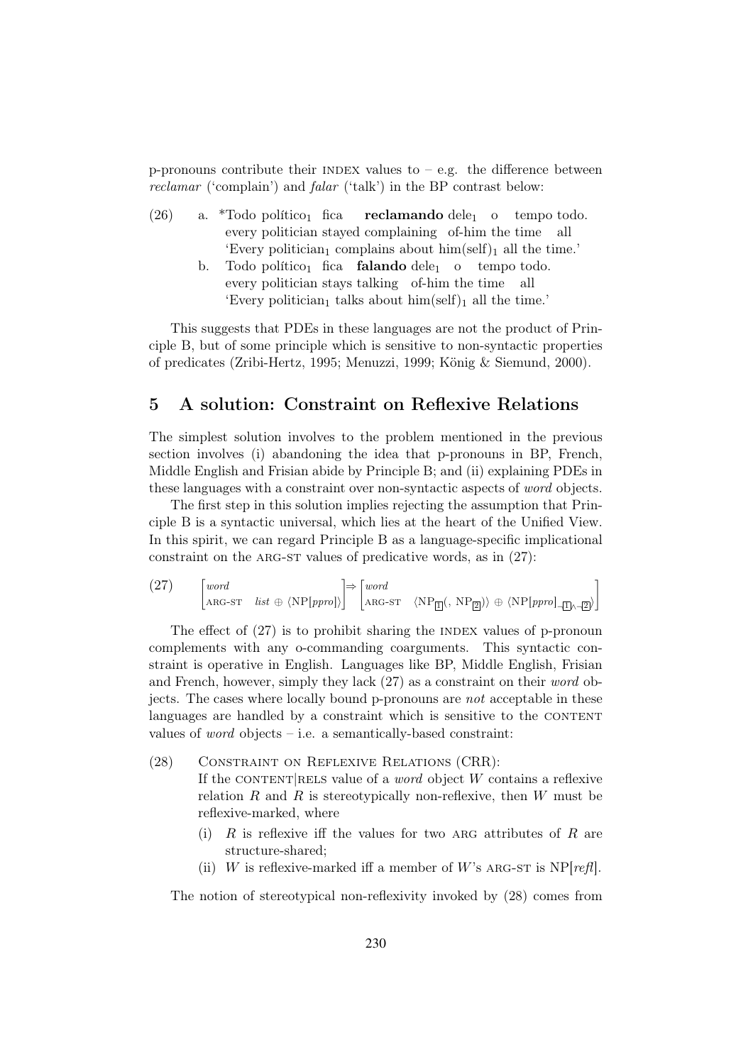p-pronouns contribute their INDEX values to – e.g. the difference between *reclamar* ('complain') and *falar* ('talk') in the BP contrast below:

(26) a. *Todo político$_1$ fica **reclamando** dele$_1$ o tempo todo.
every politician stayed complaining of-him the time all
'Every politician$_1$ complains about him(self)$_1$ all the time.'

b. Todo político$_1$ fica **falando** dele$_1$ o tempo todo.
every politician stays talking of-him the time all
'Every politician$_1$ talks about him(self)$_1$ all the time.'

This suggests that PDEs in these languages are not the product of Principle B, but of some principle which is sensitive to non-syntactic properties of predicates (Zribi-Hertz, 1995; Menuzzi, 1999; König & Siemund, 2000).

## 5 A solution: Constraint on Reflexive Relations

The simplest solution involves to the problem mentioned in the previous section involves (i) abandoning the idea that p-pronouns in BP, French, Middle English and Frisian abide by Principle B; and (ii) explaining PDEs in these languages with a constraint over non-syntactic aspects of *word* objects.

The first step in this solution implies rejecting the assumption that Principle B is a syntactic universal, which lies at the heart of the Unified View. In this spirit, we can regard Principle B as a language-specific implicational constraint on the ARG-ST values of predicative words, as in (27):

$$(27)\quad \begin{bmatrix} word \\ \text{ARG-ST} \quad list \oplus \langle \text{NP}[ppro] \rangle \end{bmatrix} \Rightarrow \begin{bmatrix} word \\ \text{ARG-ST} \quad \langle \text{NP}_{\boxed{1}} (, \text{NP}_{\boxed{2}}) \rangle \oplus \langle \text{NP}[ppro]_{\neg\boxed{1} \wedge \neg\boxed{2}} \rangle \end{bmatrix}$$

The effect of (27) is to prohibit sharing the INDEX values of p-pronoun complements with any o-commanding coarguments. This syntactic constraint is operative in English. Languages like BP, Middle English, Frisian and French, however, simply they lack (27) as a constraint on their *word* objects. The cases where locally bound p-pronouns are *not* acceptable in these languages are handled by a constraint which is sensitive to the CONTENT values of *word* objects – i.e. a semantically-based constraint:

(28) CONSTRAINT ON REFLEXIVE RELATIONS (CRR):
If the CONTENT|RELS value of a *word* object $W$ contains a reflexive relation $R$ and $R$ is stereotypically non-reflexive, then $W$ must be reflexive-marked, where

(i) $R$ is reflexive iff the values for two ARG attributes of $R$ are structure-shared;

(ii) $W$ is reflexive-marked iff a member of $W$'s ARG-ST is NP[*refl*].

The notion of stereotypical non-reflexivity invoked by (28) comes from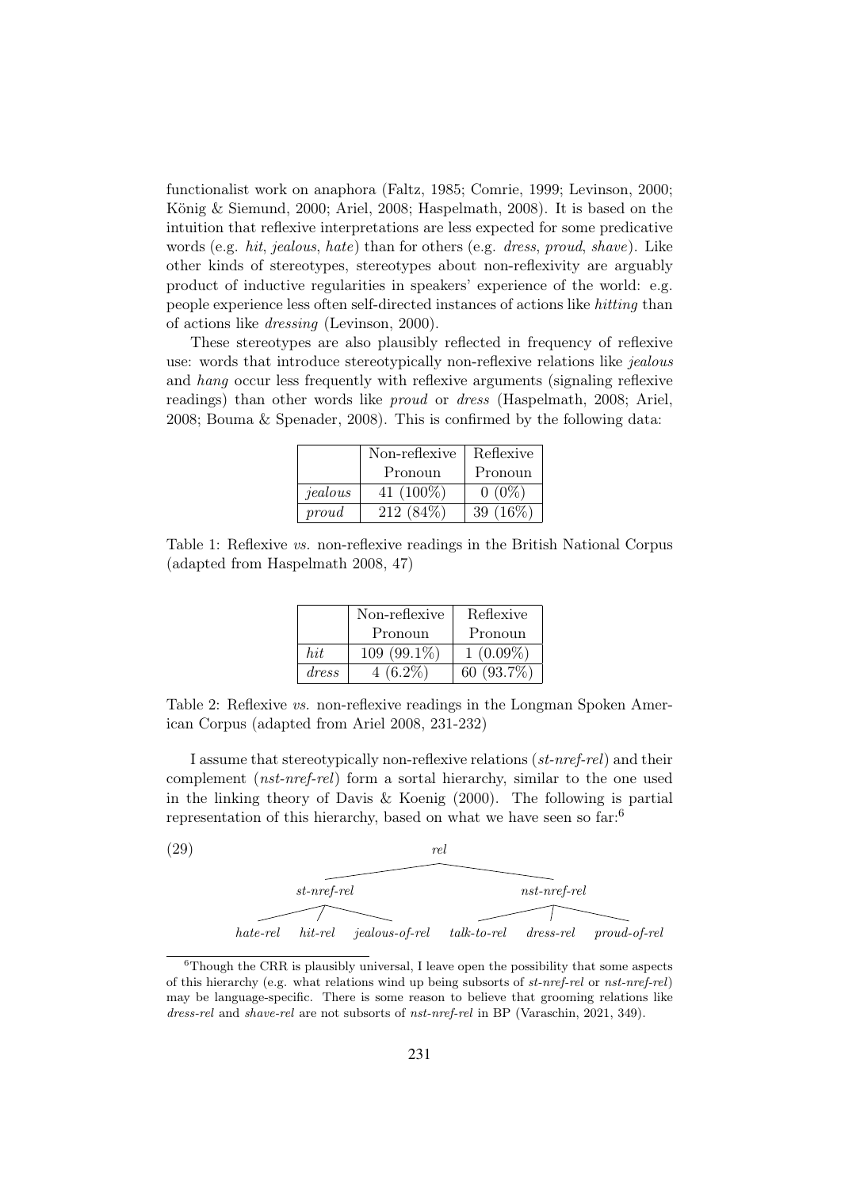functionalist work on anaphora (Faltz, 1985; Comrie, 1999; Levinson, 2000; König & Siemund, 2000; Ariel, 2008; Haspelmath, 2008). It is based on the intuition that reflexive interpretations are less expected for some predicative words (e.g. *hit*, *jealous*, *hate*) than for others (e.g. *dress*, *proud*, *shave*). Like other kinds of stereotypes, stereotypes about non-reflexivity are arguably product of inductive regularities in speakers' experience of the world: e.g. people experience less often self-directed instances of actions like *hitting* than of actions like *dressing* (Levinson, 2000).

These stereotypes are also plausibly reflected in frequency of reflexive use: words that introduce stereotypically non-reflexive relations like *jealous* and *hang* occur less frequently with reflexive arguments (signaling reflexive readings) than other words like *proud* or *dress* (Haspelmath, 2008; Ariel, 2008; Bouma & Spenader, 2008). This is confirmed by the following data:

| | Non-reflexive Pronoun | Reflexive Pronoun |
|---|---|---|
| *jealous* | 41 (100%) | 0 (0%) |
| *proud* | 212 (84%) | 39 (16%) |

Table 1: Reflexive *vs.* non-reflexive readings in the British National Corpus (adapted from Haspelmath 2008, 47)

| | Non-reflexive Pronoun | Reflexive Pronoun |
|---|---|---|
| *hit* | 109 (99.1%) | 1 (0.09%) |
| *dress* | 4 (6.2%) | 60 (93.7%) |

Table 2: Reflexive *vs.* non-reflexive readings in the Longman Spoken American Corpus (adapted from Ariel 2008, 231-232)

I assume that stereotypically non-reflexive relations (*st-nref-rel*) and their complement (*nst-nref-rel*) form a sortal hierarchy, similar to the one used in the linking theory of Davis & Koenig (2000). The following is partial representation of this hierarchy, based on what we have seen so far:[6]

(29)

```
                              rel
               _______________|_______________
              |                               |
         st-nref-rel                     nst-nref-rel
       _______|_______              __________|__________
      |       |       |            |          |          |
  hate-rel hit-rel jealous-of-rel talk-to-rel dress-rel proud-of-rel
```

[6]Though the CRR is plausibly universal, I leave open the possibility that some aspects of this hierarchy (e.g. what relations wind up being subsorts of *st-nref-rel* or *nst-nref-rel*) may be language-specific. There is some reason to believe that grooming relations like *dress-rel* and *shave-rel* are not subsorts of *nst-nref-rel* in BP (Varaschin, 2021, 349).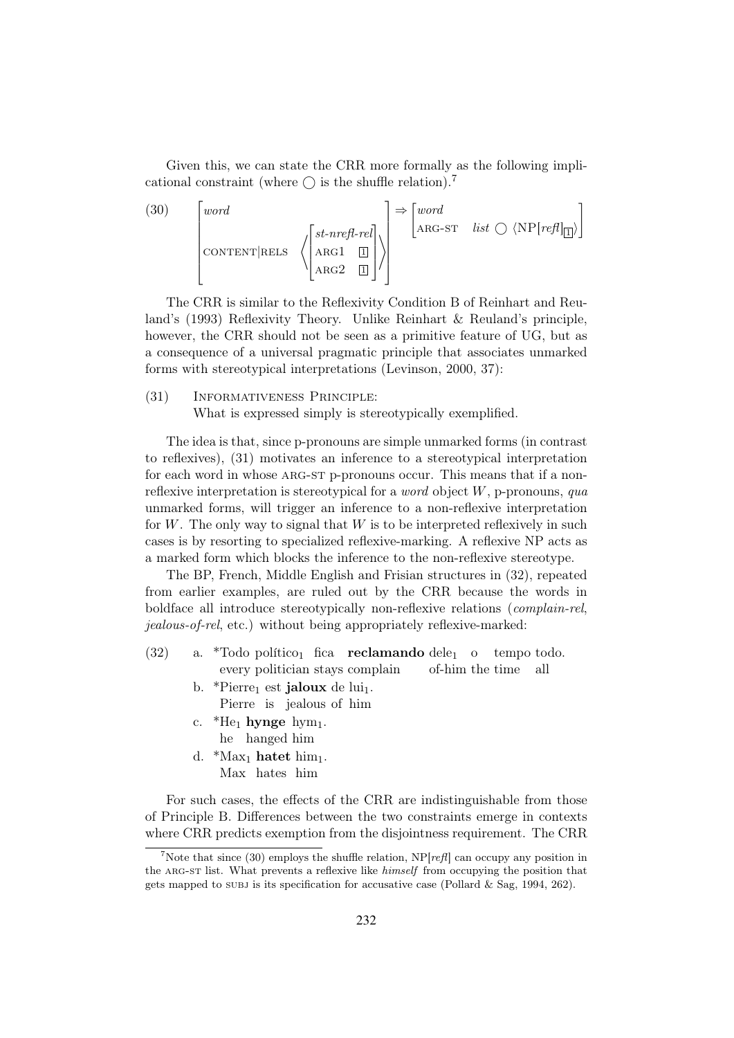Given this, we can state the CRR more formally as the following implicational constraint (where $\bigcirc$ is the shuffle relation).[7]

(30) $$\begin{bmatrix} \textit{word} \\ \text{CONTENT|RELS} \quad \left\langle \begin{bmatrix} \textit{st-nrefl-rel} \\ \text{ARG1} \quad \boxed{1} \\ \text{ARG2} \quad \boxed{1} \end{bmatrix} \right\rangle \end{bmatrix} \Rightarrow \begin{bmatrix} \textit{word} \\ \text{ARG-ST} \quad \textit{list} \bigcirc \langle \text{NP}[\textit{refl}]_{\boxed{1}} \rangle \end{bmatrix}$$

The CRR is similar to the Reflexivity Condition B of Reinhart and Reuland's (1993) Reflexivity Theory. Unlike Reinhart & Reuland's principle, however, the CRR should not be seen as a primitive feature of UG, but as a consequence of a universal pragmatic principle that associates unmarked forms with stereotypical interpretations (Levinson, 2000, 37):

(31) INFORMATIVENESS PRINCIPLE:
What is expressed simply is stereotypically exemplified.

The idea is that, since p-pronouns are simple unmarked forms (in contrast to reflexives), (31) motivates an inference to a stereotypical interpretation for each word in whose ARG-ST p-pronouns occur. This means that if a non-reflexive interpretation is stereotypical for a *word* object $W$, p-pronouns, *qua* unmarked forms, will trigger an inference to a non-reflexive interpretation for $W$. The only way to signal that $W$ is to be interpreted reflexively in such cases is by resorting to specialized reflexive-marking. A reflexive NP acts as a marked form which blocks the inference to the non-reflexive stereotype.

The BP, French, Middle English and Frisian structures in (32), repeated from earlier examples, are ruled out by the CRR because the words in boldface all introduce stereotypically non-reflexive relations (*complain-rel*, *jealous-of-rel*, etc.) without being appropriately reflexive-marked:

(32)
a. *Todo político$_1$ fica **reclamando** dele$_1$ o tempo todo.
   every politician stays complain of-him the time all
b. *Pierre$_1$ est **jaloux** de lui$_1$.
   Pierre is jealous of him
c. *He$_1$ **hynge** hym$_1$.
   he hanged him
d. *Max$_1$ **hatet** him$_1$.
   Max hates him

For such cases, the effects of the CRR are indistinguishable from those of Principle B. Differences between the two constraints emerge in contexts where CRR predicts exemption from the disjointness requirement. The CRR

[7] Note that since (30) employs the shuffle relation, NP[*refl*] can occupy any position in the ARG-ST list. What prevents a reflexive like *himself* from occupying the position that gets mapped to SUBJ is its specification for accusative case (Pollard & Sag, 1994, 262).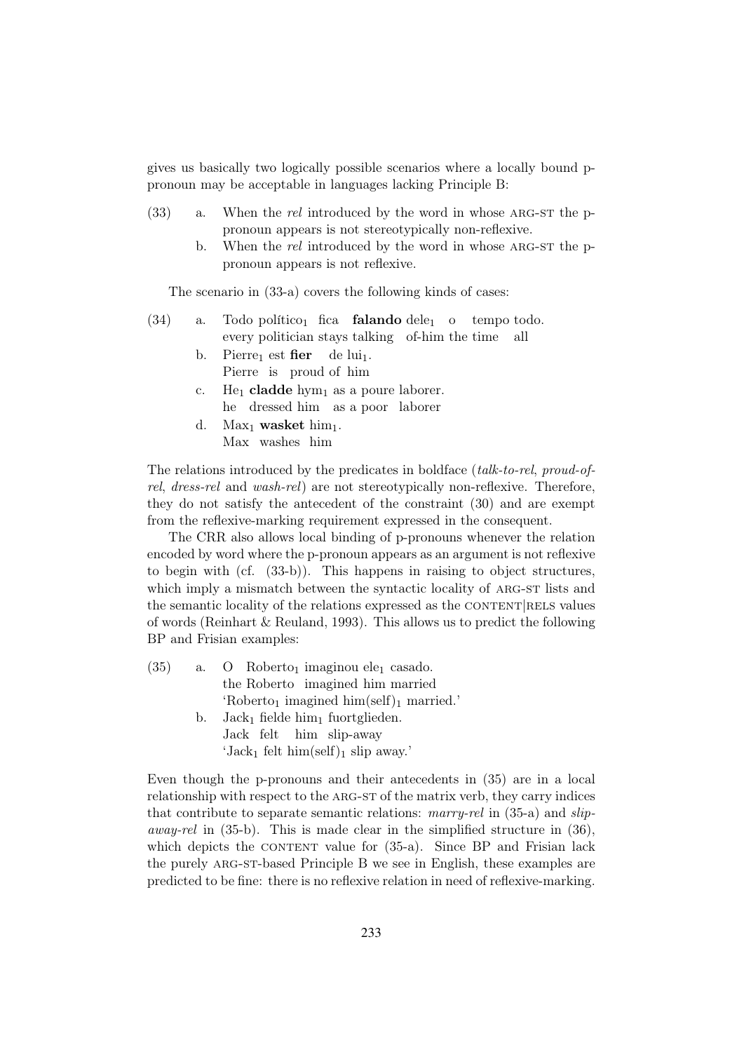gives us basically two logically possible scenarios where a locally bound p-pronoun may be acceptable in languages lacking Principle B:

(33) a. When the *rel* introduced by the word in whose ARG-ST the p-pronoun appears is not stereotypically non-reflexive.

b. When the *rel* introduced by the word in whose ARG-ST the p-pronoun appears is not reflexive.

The scenario in (33-a) covers the following kinds of cases:

(34) a. Todo político$_1$ fica **falando** dele$_1$ o tempo todo.
every politician stays talking of-him the time all

b. Pierre$_1$ est **fier** de lui$_1$.
Pierre is proud of him

c. He$_1$ **cladde** hym$_1$ as a poure laborer.
he dressed him as a poor laborer

d. Max$_1$ **wasket** him$_1$.
Max washes him

The relations introduced by the predicates in boldface (*talk-to-rel*, *proud-of-rel*, *dress-rel* and *wash-rel*) are not stereotypically non-reflexive. Therefore, they do not satisfy the antecedent of the constraint (30) and are exempt from the reflexive-marking requirement expressed in the consequent.

The CRR also allows local binding of p-pronouns whenever the relation encoded by word where the p-pronoun appears as an argument is not reflexive to begin with (cf. (33-b)). This happens in raising to object structures, which imply a mismatch between the syntactic locality of ARG-ST lists and the semantic locality of the relations expressed as the CONTENT|RELS values of words (Reinhart & Reuland, 1993). This allows us to predict the following BP and Frisian examples:

(35) a. O Roberto$_1$ imaginou ele$_1$ casado.
the Roberto imagined him married
'Roberto$_1$ imagined him(self)$_1$ married.'

b. Jack$_1$ fielde him$_1$ fuortglieden.
Jack felt him slip-away
'Jack$_1$ felt him(self)$_1$ slip away.'

Even though the p-pronouns and their antecedents in (35) are in a local relationship with respect to the ARG-ST of the matrix verb, they carry indices that contribute to separate semantic relations: *marry-rel* in (35-a) and *slip-away-rel* in (35-b). This is made clear in the simplified structure in (36), which depicts the CONTENT value for (35-a). Since BP and Frisian lack the purely ARG-ST-based Principle B we see in English, these examples are predicted to be fine: there is no reflexive relation in need of reflexive-marking.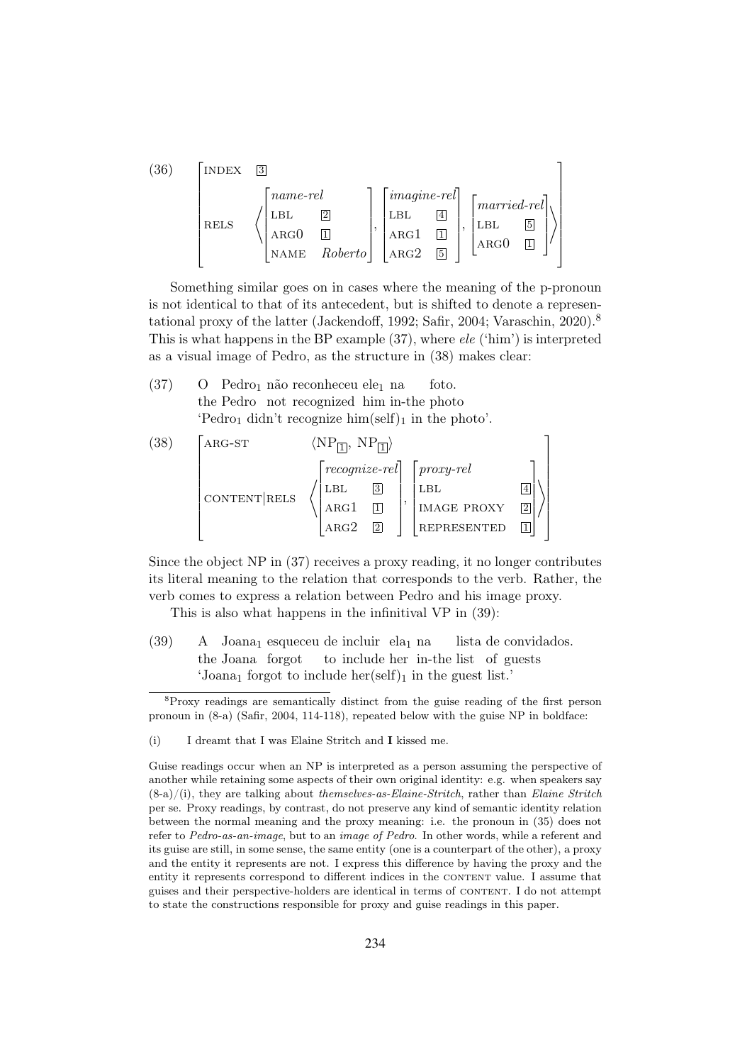(36)

$$\begin{bmatrix} \text{INDEX} & \boxed{3} \\ \text{RELS} & \left\langle \begin{bmatrix} \textit{name-rel} \\ \text{LBL} & \boxed{2} \\ \text{ARG0} & \boxed{1} \\ \text{NAME} & \textit{Roberto} \end{bmatrix}, \begin{bmatrix} \textit{imagine-rel} \\ \text{LBL} & \boxed{4} \\ \text{ARG1} & \boxed{1} \\ \text{ARG2} & \boxed{5} \end{bmatrix}, \begin{bmatrix} \textit{married-rel} \\ \text{LBL} & \boxed{5} \\ \text{ARG0} & \boxed{1} \end{bmatrix} \right\rangle \end{bmatrix}$$

Something similar goes on in cases where the meaning of the p-pronoun is not identical to that of its antecedent, but is shifted to denote a representational proxy of the latter (Jackendoff, 1992; Safir, 2004; Varaschin, 2020).[8] This is what happens in the BP example (37), where *ele* ('him') is interpreted as a visual image of Pedro, as the structure in (38) makes clear:

(37) O Pedro$_1$ não reconheceu ele$_1$ na foto.
the Pedro not recognized him in-the photo
'Pedro$_1$ didn't recognize him(self)$_1$ in the photo'.

(38)

$$\begin{bmatrix} \text{ARG-ST} & \langle \text{NP}_{\boxed{1}}, \text{NP}_{\boxed{1}} \rangle \\ \text{CONTENT}|\text{RELS} & \left\langle \begin{bmatrix} \textit{recognize-rel} \\ \text{LBL} & \boxed{3} \\ \text{ARG1} & \boxed{1} \\ \text{ARG2} & \boxed{2} \end{bmatrix}, \begin{bmatrix} \textit{proxy-rel} \\ \text{LBL} & \boxed{4} \\ \text{IMAGE PROXY} & \boxed{2} \\ \text{REPRESENTED} & \boxed{1} \end{bmatrix} \right\rangle \end{bmatrix}$$

Since the object NP in (37) receives a proxy reading, it no longer contributes its literal meaning to the relation that corresponds to the verb. Rather, the verb comes to express a relation between Pedro and his image proxy.

This is also what happens in the infinitival VP in (39):

(39) A Joana$_1$ esqueceu de incluir ela$_1$ na lista de convidados.
the Joana forgot to include her in-the list of guests
'Joana$_1$ forgot to include her(self)$_1$ in the guest list.'

---

[8] Proxy readings are semantically distinct from the guise reading of the first person pronoun in (8-a) (Safir, 2004, 114-118), repeated below with the guise NP in boldface:

(i) I dreamt that I was Elaine Stritch and **I** kissed me.

Guise readings occur when an NP is interpreted as a person assuming the perspective of another while retaining some aspects of their own original identity: e.g. when speakers say (8-a)/(i), they are talking about *themselves-as-Elaine-Stritch*, rather than *Elaine Stritch* per se. Proxy readings, by contrast, do not preserve any kind of semantic identity relation between the normal meaning and the proxy meaning: i.e. the pronoun in (35) does not refer to *Pedro-as-an-image*, but to an *image of Pedro*. In other words, while a referent and its guise are still, in some sense, the same entity (one is a counterpart of the other), a proxy and the entity it represents are not. I express this difference by having the proxy and the entity it represents correspond to different indices in the CONTENT value. I assume that guises and their perspective-holders are identical in terms of CONTENT. I do not attempt to state the constructions responsible for proxy and guise readings in this paper.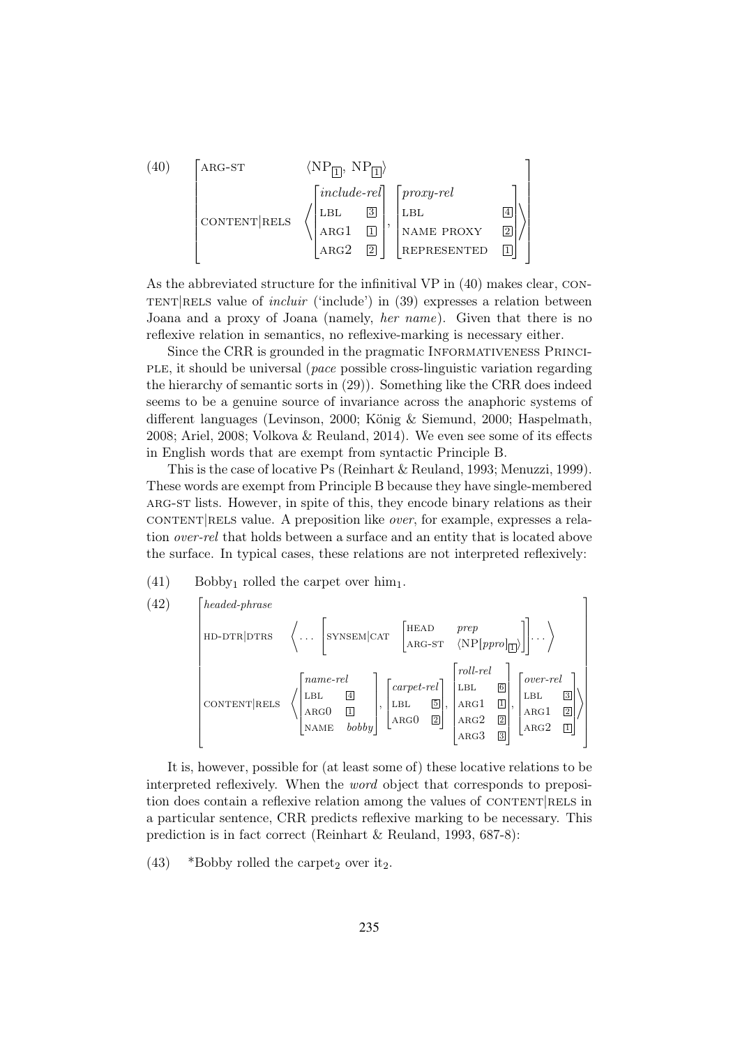(40) $\left[\begin{array}{ll} \text{ARG-ST} & \langle \text{NP}_{\boxed{1}}, \text{NP}_{\boxed{1}} \rangle \\ \text{CONTENT}|\text{RELS} & \left\langle \begin{bmatrix} \textit{include-rel} & \\ \text{LBL} & \boxed{3} \\ \text{ARG1} & \boxed{1} \\ \text{ARG2} & \boxed{2} \end{bmatrix}, \begin{bmatrix} \textit{proxy-rel} & \\ \text{LBL} & \boxed{4} \\ \text{NAME PROXY} & \boxed{2} \\ \text{REPRESENTED} & \boxed{1} \end{bmatrix} \right\rangle \end{array}\right]$

As the abbreviated structure for the infinitival VP in (40) makes clear, CONTENT|RELS value of *incluir* ('include') in (39) expresses a relation between Joana and a proxy of Joana (namely, *her name*). Given that there is no reflexive relation in semantics, no reflexive-marking is necessary either.

Since the CRR is grounded in the pragmatic INFORMATIVENESS PRINCIPLE, it should be universal (*pace* possible cross-linguistic variation regarding the hierarchy of semantic sorts in (29)). Something like the CRR does indeed seems to be a genuine source of invariance across the anaphoric systems of different languages (Levinson, 2000; König & Siemund, 2000; Haspelmath, 2008; Ariel, 2008; Volkova & Reuland, 2014). We even see some of its effects in English words that are exempt from syntactic Principle B.

This is the case of locative Ps (Reinhart & Reuland, 1993; Menuzzi, 1999). These words are exempt from Principle B because they have single-membered ARG-ST lists. However, in spite of this, they encode binary relations as their CONTENT|RELS value. A preposition like *over*, for example, expresses a relation *over-rel* that holds between a surface and an entity that is located above the surface. In typical cases, these relations are not interpreted reflexively:

(41) Bobby$_1$ rolled the carpet over him$_1$.

(42) $\left[\begin{array}{ll} \textit{headed-phrase} & \\ \text{HD-DTR}|\text{DTRS} & \left\langle \ldots \left[ \text{SYNSEM}|\text{CAT} \begin{bmatrix} \text{HEAD} & \textit{prep} \\ \text{ARG-ST} & \langle \text{NP}[\textit{ppro}]_{\boxed{1}} \rangle \end{bmatrix} \right] \ldots \right\rangle \\ \text{CONTENT}|\text{RELS} & \left\langle \begin{bmatrix} \textit{name-rel} & \\ \text{LBL} & \boxed{4} \\ \text{ARG0} & \boxed{1} \\ \text{NAME} & \textit{bobby} \end{bmatrix}, \begin{bmatrix} \textit{carpet-rel} & \\ \text{LBL} & \boxed{5} \\ \text{ARG0} & \boxed{2} \end{bmatrix}, \begin{bmatrix} \textit{roll-rel} & \\ \text{LBL} & \boxed{6} \\ \text{ARG1} & \boxed{1} \\ \text{ARG2} & \boxed{2} \\ \text{ARG3} & \boxed{3} \end{bmatrix}, \begin{bmatrix} \textit{over-rel} & \\ \text{LBL} & \boxed{3} \\ \text{ARG1} & \boxed{2} \\ \text{ARG2} & \boxed{1} \end{bmatrix} \right\rangle \end{array}\right]$

It is, however, possible for (at least some of) these locative relations to be interpreted reflexively. When the *word* object that corresponds to preposition does contain a reflexive relation among the values of CONTENT|RELS in a particular sentence, CRR predicts reflexive marking to be necessary. This prediction is in fact correct (Reinhart & Reuland, 1993, 687-8):

(43) *Bobby rolled the carpet$_2$ over it$_2$.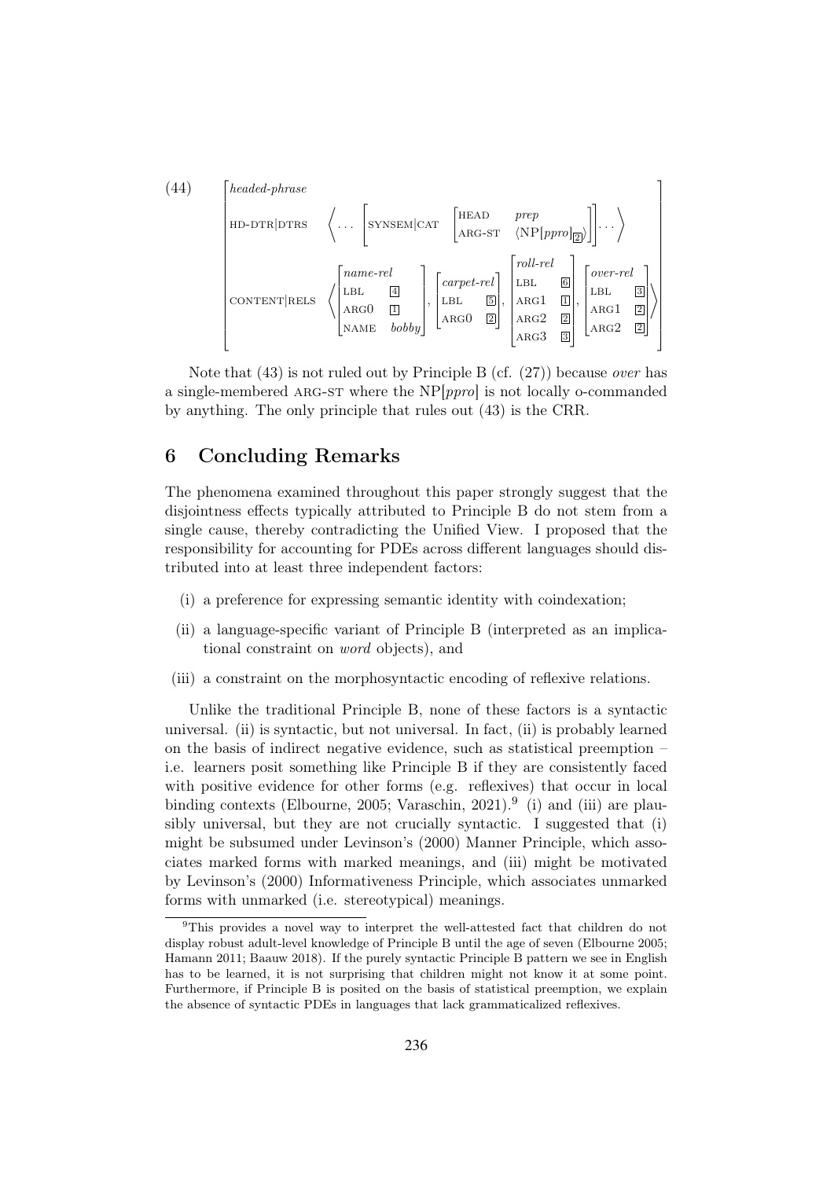(44)

$$
\begin{bmatrix}
\textit{headed-phrase} & \\
\text{HD-DTR}|\text{DTRS} & \left\langle \ldots \begin{bmatrix} \text{SYNSEM}|\text{CAT} & \begin{bmatrix} \text{HEAD} & \textit{prep} \\ \text{ARG-ST} & \langle \text{NP}[\textit{ppro}]_{\boxed{2}} \rangle \end{bmatrix} \end{bmatrix} \ldots \right\rangle \\
\text{CONTENT}|\text{RELS} & \left\langle \begin{bmatrix} \textit{name-rel} \\ \text{LBL} & \boxed{4} \\ \text{ARG0} & \boxed{1} \\ \text{NAME} & \textit{bobby} \end{bmatrix}, \begin{bmatrix} \textit{carpet-rel} \\ \text{LBL} & \boxed{5} \\ \text{ARG0} & \boxed{2} \end{bmatrix}, \begin{bmatrix} \textit{roll-rel} \\ \text{LBL} & \boxed{6} \\ \text{ARG1} & \boxed{1} \\ \text{ARG2} & \boxed{2} \\ \text{ARG3} & \boxed{3} \end{bmatrix}, \begin{bmatrix} \textit{over-rel} \\ \text{LBL} & \boxed{3} \\ \text{ARG1} & \boxed{2} \\ \text{ARG2} & \boxed{2} \end{bmatrix} \right\rangle
\end{bmatrix}
$$

Note that (43) is not ruled out by Principle B (cf. (27)) because *over* has a single-membered ARG-ST where the NP[*ppro*] is not locally o-commanded by anything. The only principle that rules out (43) is the CRR.

## 6 Concluding Remarks

The phenomena examined throughout this paper strongly suggest that the disjointness effects typically attributed to Principle B do not stem from a single cause, thereby contradicting the Unified View. I proposed that the responsibility for accounting for PDEs across different languages should distributed into at least three independent factors:

(i) a preference for expressing semantic identity with coindexation;

(ii) a language-specific variant of Principle B (interpreted as an implicational constraint on *word* objects), and

(iii) a constraint on the morphosyntactic encoding of reflexive relations.

Unlike the traditional Principle B, none of these factors is a syntactic universal. (ii) is syntactic, but not universal. In fact, (ii) is probably learned on the basis of indirect negative evidence, such as statistical preemption – i.e. learners posit something like Principle B if they are consistently faced with positive evidence for other forms (e.g. reflexives) that occur in local binding contexts (Elbourne, 2005; Varaschin, 2021).[9] (i) and (iii) are plausibly universal, but they are not crucially syntactic. I suggested that (i) might be subsumed under Levinson's (2000) Manner Principle, which associates marked forms with marked meanings, and (iii) might be motivated by Levinson's (2000) Informativeness Principle, which associates unmarked forms with unmarked (i.e. stereotypical) meanings.

[9]This provides a novel way to interpret the well-attested fact that children do not display robust adult-level knowledge of Principle B until the age of seven (Elbourne 2005; Hamann 2011; Baauw 2018). If the purely syntactic Principle B pattern we see in English has to be learned, it is not surprising that children might not know it at some point. Furthermore, if Principle B is posited on the basis of statistical preemption, we explain the absence of syntactic PDEs in languages that lack grammaticalized reflexives.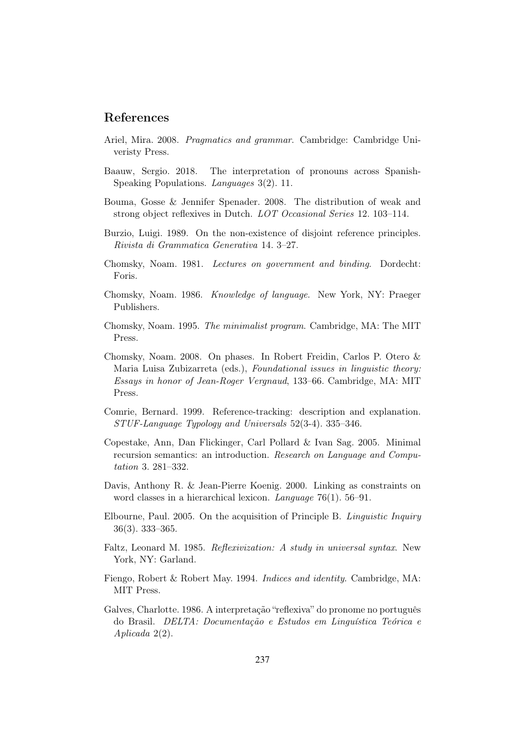# References

Ariel, Mira. 2008. *Pragmatics and grammar*. Cambridge: Cambridge Univeristy Press.

Baauw, Sergio. 2018. The interpretation of pronouns across Spanish-Speaking Populations. *Languages* 3(2). 11.

Bouma, Gosse & Jennifer Spenader. 2008. The distribution of weak and strong object reflexives in Dutch. *LOT Occasional Series* 12. 103–114.

Burzio, Luigi. 1989. On the non-existence of disjoint reference principles. *Rivista di Grammatica Generativa* 14. 3–27.

Chomsky, Noam. 1981. *Lectures on government and binding*. Dordecht: Foris.

Chomsky, Noam. 1986. *Knowledge of language*. New York, NY: Praeger Publishers.

Chomsky, Noam. 1995. *The minimalist program*. Cambridge, MA: The MIT Press.

Chomsky, Noam. 2008. On phases. In Robert Freidin, Carlos P. Otero & Maria Luisa Zubizarreta (eds.), *Foundational issues in linguistic theory: Essays in honor of Jean-Roger Vergnaud*, 133–66. Cambridge, MA: MIT Press.

Comrie, Bernard. 1999. Reference-tracking: description and explanation. *STUF-Language Typology and Universals* 52(3-4). 335–346.

Copestake, Ann, Dan Flickinger, Carl Pollard & Ivan Sag. 2005. Minimal recursion semantics: an introduction. *Research on Language and Computation* 3. 281–332.

Davis, Anthony R. & Jean-Pierre Koenig. 2000. Linking as constraints on word classes in a hierarchical lexicon. *Language* 76(1). 56–91.

Elbourne, Paul. 2005. On the acquisition of Principle B. *Linguistic Inquiry* 36(3). 333–365.

Faltz, Leonard M. 1985. *Reflexivization: A study in universal syntax*. New York, NY: Garland.

Fiengo, Robert & Robert May. 1994. *Indices and identity*. Cambridge, MA: MIT Press.

Galves, Charlotte. 1986. A interpretação "reflexiva" do pronome no português do Brasil. *DELTA: Documentação e Estudos em Linguística Teórica e Aplicada* 2(2).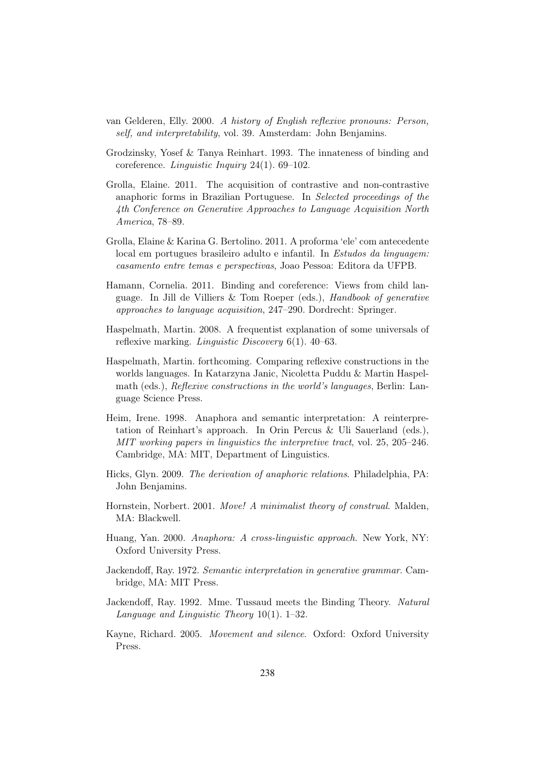van Gelderen, Elly. 2000. *A history of English reflexive pronouns: Person, self, and interpretability*, vol. 39. Amsterdam: John Benjamins.

Grodzinsky, Yosef & Tanya Reinhart. 1993. The innateness of binding and coreference. *Linguistic Inquiry* 24(1). 69–102.

Grolla, Elaine. 2011. The acquisition of contrastive and non-contrastive anaphoric forms in Brazilian Portuguese. In *Selected proceedings of the 4th Conference on Generative Approaches to Language Acquisition North America*, 78–89.

Grolla, Elaine & Karina G. Bertolino. 2011. A proforma 'ele' com antecedente local em portugues brasileiro adulto e infantil. In *Estudos da linguagem: casamento entre temas e perspectivas*, Joao Pessoa: Editora da UFPB.

Hamann, Cornelia. 2011. Binding and coreference: Views from child language. In Jill de Villiers & Tom Roeper (eds.), *Handbook of generative approaches to language acquisition*, 247–290. Dordrecht: Springer.

Haspelmath, Martin. 2008. A frequentist explanation of some universals of reflexive marking. *Linguistic Discovery* 6(1). 40–63.

Haspelmath, Martin. forthcoming. Comparing reflexive constructions in the worlds languages. In Katarzyna Janic, Nicoletta Puddu & Martin Haspelmath (eds.), *Reflexive constructions in the world's languages*, Berlin: Language Science Press.

Heim, Irene. 1998. Anaphora and semantic interpretation: A reinterpretation of Reinhart's approach. In Orin Percus & Uli Sauerland (eds.), *MIT working papers in linguistics the interpretive tract*, vol. 25, 205–246. Cambridge, MA: MIT, Department of Linguistics.

Hicks, Glyn. 2009. *The derivation of anaphoric relations*. Philadelphia, PA: John Benjamins.

Hornstein, Norbert. 2001. *Move! A minimalist theory of construal*. Malden, MA: Blackwell.

Huang, Yan. 2000. *Anaphora: A cross-linguistic approach*. New York, NY: Oxford University Press.

Jackendoff, Ray. 1972. *Semantic interpretation in generative grammar*. Cambridge, MA: MIT Press.

Jackendoff, Ray. 1992. Mme. Tussaud meets the Binding Theory. *Natural Language and Linguistic Theory* 10(1). 1–32.

Kayne, Richard. 2005. *Movement and silence*. Oxford: Oxford University Press.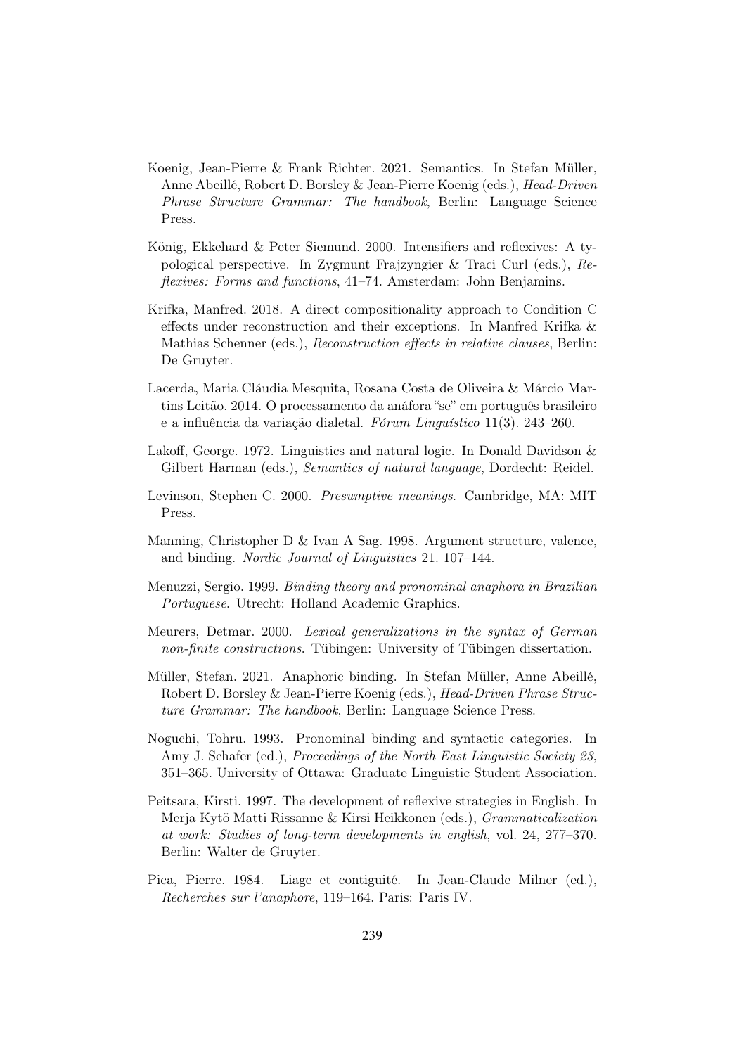Koenig, Jean-Pierre & Frank Richter. 2021. Semantics. In Stefan Müller, Anne Abeillé, Robert D. Borsley & Jean-Pierre Koenig (eds.), *Head-Driven Phrase Structure Grammar: The handbook*, Berlin: Language Science Press.

König, Ekkehard & Peter Siemund. 2000. Intensifiers and reflexives: A typological perspective. In Zygmunt Frajzyngier & Traci Curl (eds.), *Reflexives: Forms and functions*, 41–74. Amsterdam: John Benjamins.

Krifka, Manfred. 2018. A direct compositionality approach to Condition C effects under reconstruction and their exceptions. In Manfred Krifka & Mathias Schenner (eds.), *Reconstruction effects in relative clauses*, Berlin: De Gruyter.

Lacerda, Maria Cláudia Mesquita, Rosana Costa de Oliveira & Márcio Martins Leitão. 2014. O processamento da anáfora "se" em português brasileiro e a influência da variação dialetal. *Fórum Linguístico* 11(3). 243–260.

Lakoff, George. 1972. Linguistics and natural logic. In Donald Davidson & Gilbert Harman (eds.), *Semantics of natural language*, Dordecht: Reidel.

Levinson, Stephen C. 2000. *Presumptive meanings*. Cambridge, MA: MIT Press.

Manning, Christopher D & Ivan A Sag. 1998. Argument structure, valence, and binding. *Nordic Journal of Linguistics* 21. 107–144.

Menuzzi, Sergio. 1999. *Binding theory and pronominal anaphora in Brazilian Portuguese*. Utrecht: Holland Academic Graphics.

Meurers, Detmar. 2000. *Lexical generalizations in the syntax of German non-finite constructions*. Tübingen: University of Tübingen dissertation.

Müller, Stefan. 2021. Anaphoric binding. In Stefan Müller, Anne Abeillé, Robert D. Borsley & Jean-Pierre Koenig (eds.), *Head-Driven Phrase Structure Grammar: The handbook*, Berlin: Language Science Press.

Noguchi, Tohru. 1993. Pronominal binding and syntactic categories. In Amy J. Schafer (ed.), *Proceedings of the North East Linguistic Society 23*, 351–365. University of Ottawa: Graduate Linguistic Student Association.

Peitsara, Kirsti. 1997. The development of reflexive strategies in English. In Merja Kytö Matti Rissanne & Kirsi Heikkonen (eds.), *Grammaticalization at work: Studies of long-term developments in english*, vol. 24, 277–370. Berlin: Walter de Gruyter.

Pica, Pierre. 1984. Liage et contiguité. In Jean-Claude Milner (ed.), *Recherches sur l'anaphore*, 119–164. Paris: Paris IV.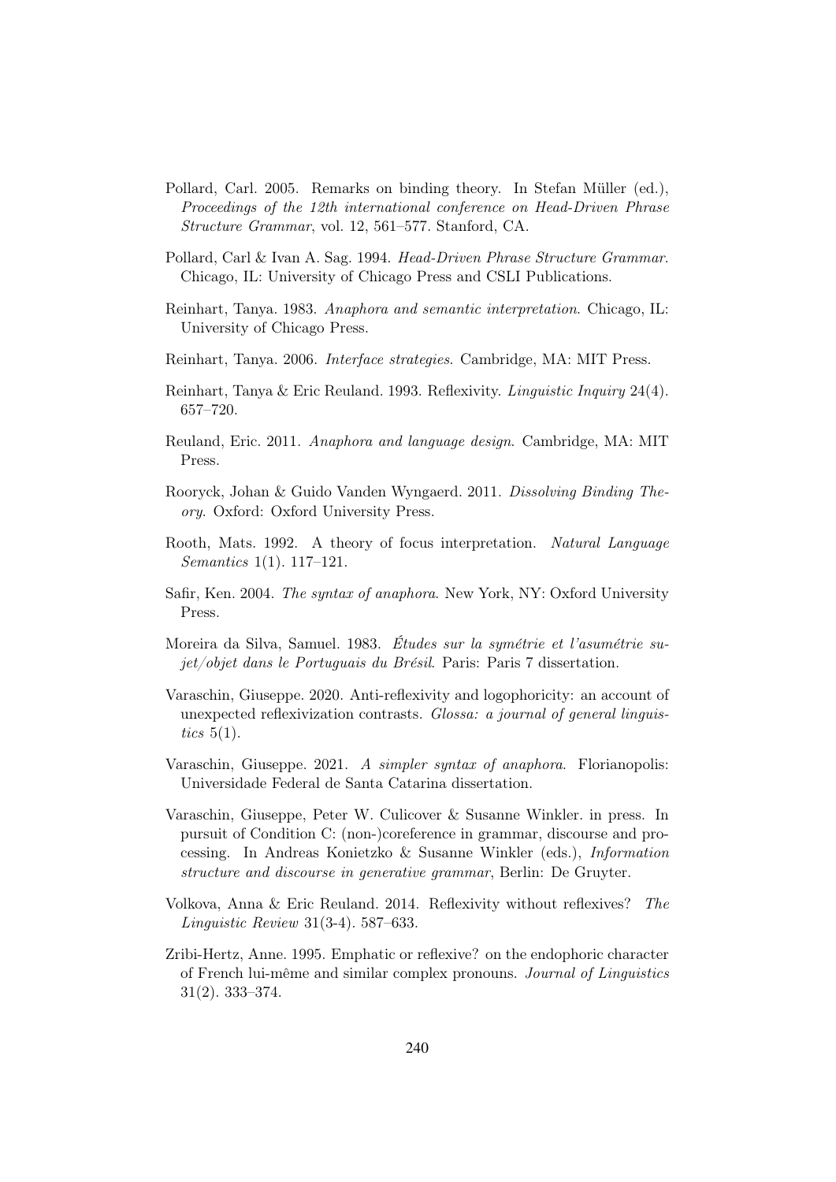Pollard, Carl. 2005. Remarks on binding theory. In Stefan Müller (ed.), *Proceedings of the 12th international conference on Head-Driven Phrase Structure Grammar*, vol. 12, 561–577. Stanford, CA.

Pollard, Carl & Ivan A. Sag. 1994. *Head-Driven Phrase Structure Grammar*. Chicago, IL: University of Chicago Press and CSLI Publications.

Reinhart, Tanya. 1983. *Anaphora and semantic interpretation*. Chicago, IL: University of Chicago Press.

Reinhart, Tanya. 2006. *Interface strategies*. Cambridge, MA: MIT Press.

Reinhart, Tanya & Eric Reuland. 1993. Reflexivity. *Linguistic Inquiry* 24(4). 657–720.

Reuland, Eric. 2011. *Anaphora and language design*. Cambridge, MA: MIT Press.

Rooryck, Johan & Guido Vanden Wyngaerd. 2011. *Dissolving Binding Theory*. Oxford: Oxford University Press.

Rooth, Mats. 1992. A theory of focus interpretation. *Natural Language Semantics* 1(1). 117–121.

Safir, Ken. 2004. *The syntax of anaphora*. New York, NY: Oxford University Press.

Moreira da Silva, Samuel. 1983. *Études sur la symétrie et l'asumétrie sujet/objet dans le Portuguais du Brésil*. Paris: Paris 7 dissertation.

Varaschin, Giuseppe. 2020. Anti-reflexivity and logophoricity: an account of unexpected reflexivization contrasts. *Glossa: a journal of general linguistics* 5(1).

Varaschin, Giuseppe. 2021. *A simpler syntax of anaphora*. Florianopolis: Universidade Federal de Santa Catarina dissertation.

Varaschin, Giuseppe, Peter W. Culicover & Susanne Winkler. in press. In pursuit of Condition C: (non-)coreference in grammar, discourse and processing. In Andreas Konietzko & Susanne Winkler (eds.), *Information structure and discourse in generative grammar*, Berlin: De Gruyter.

Volkova, Anna & Eric Reuland. 2014. Reflexivity without reflexives? *The Linguistic Review* 31(3-4). 587–633.

Zribi-Hertz, Anne. 1995. Emphatic or reflexive? on the endophoric character of French lui-même and similar complex pronouns. *Journal of Linguistics* 31(2). 333–374.